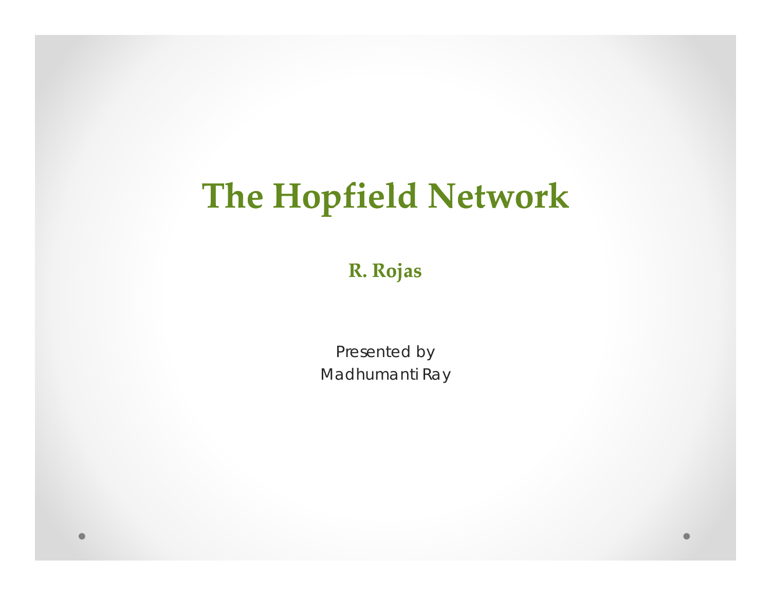# The Hopfield Network

**R. Rojas**

Presented by
Madhumanti Ray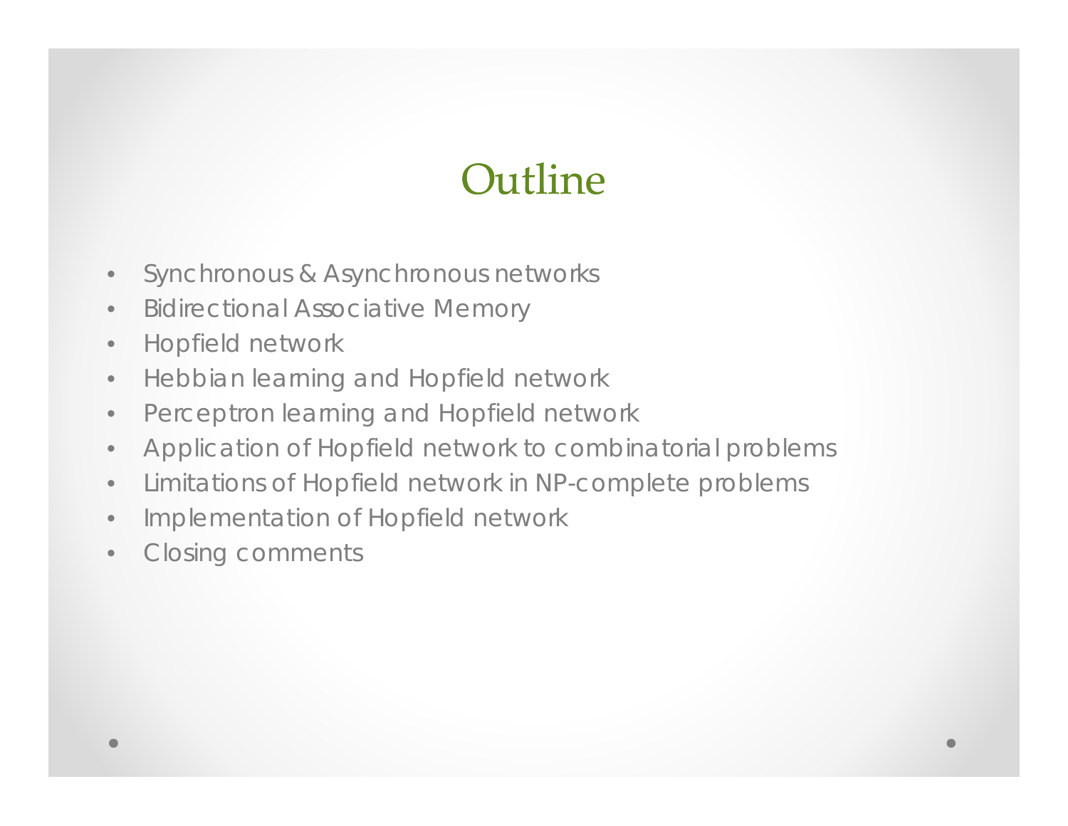# Outline

- Synchronous & Asynchronous networks
- Bidirectional Associative Memory
- Hopfield network
- Hebbian learning and Hopfield network
- Perceptron learning and Hopfield network
- Application of Hopfield network to combinatorial problems
- Limitations of Hopfield network in NP-complete problems
- Implementation of Hopfield network
- Closing comments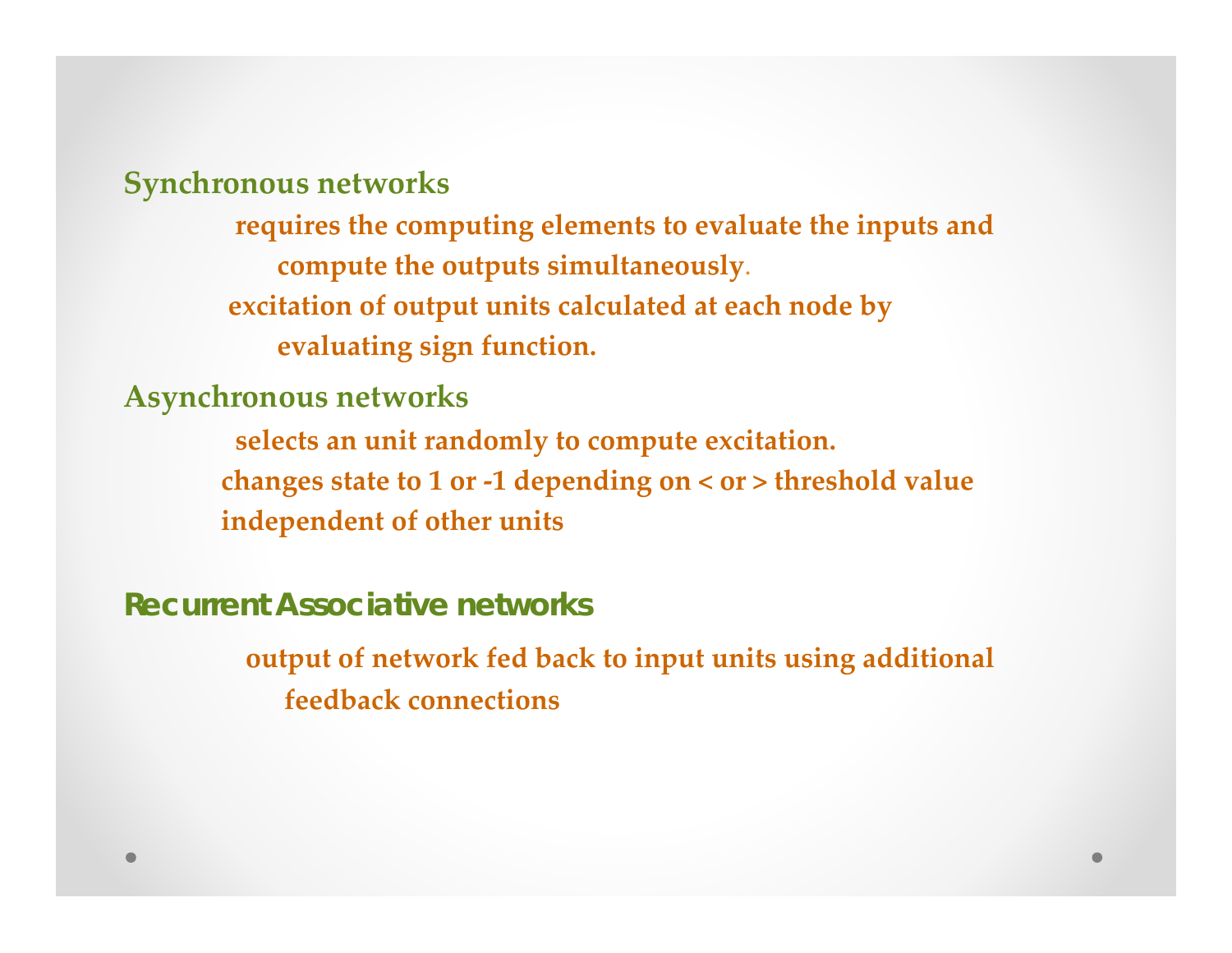## Synchronous networks

requires the computing elements to evaluate the inputs and compute the outputs simultaneously.

excitation of output units calculated at each node by evaluating sign function.

## Asynchronous networks

selects an unit randomly to compute excitation.

changes state to 1 or -1 depending on < or > threshold value independent of other units

## Recurrent Associative networks

output of network fed back to input units using additional feedback connections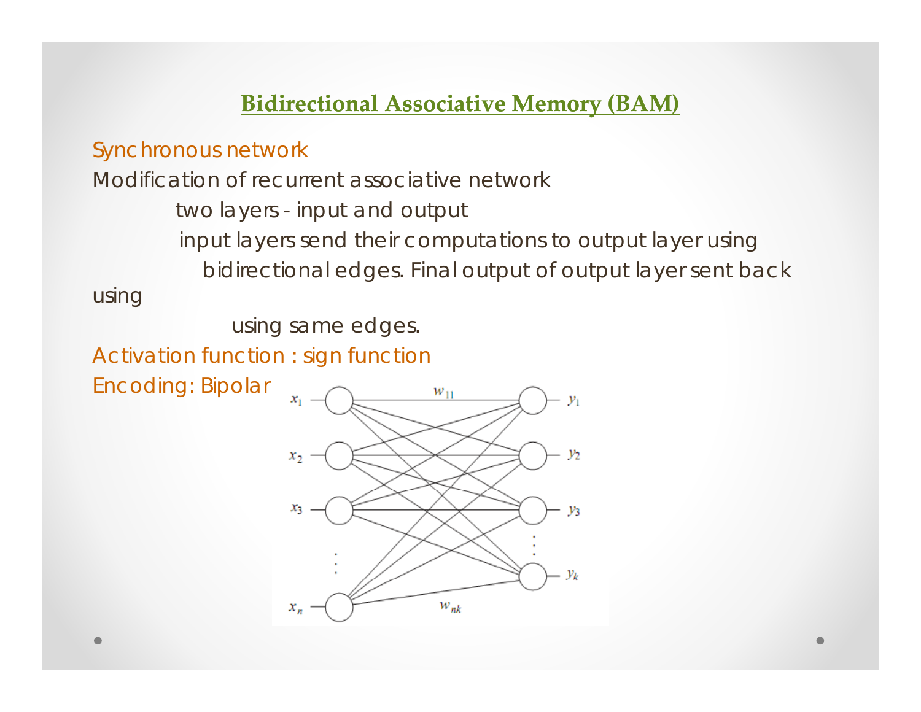## Bidirectional Associative Memory (BAM)

Synchronous network

Modification of recurrent associative network

two layers - input and output

input layers send their computations to output layer using bidirectional edges. Final output of output layer sent back using

using same edges.

Activation function : sign function

Encoding: Bipolar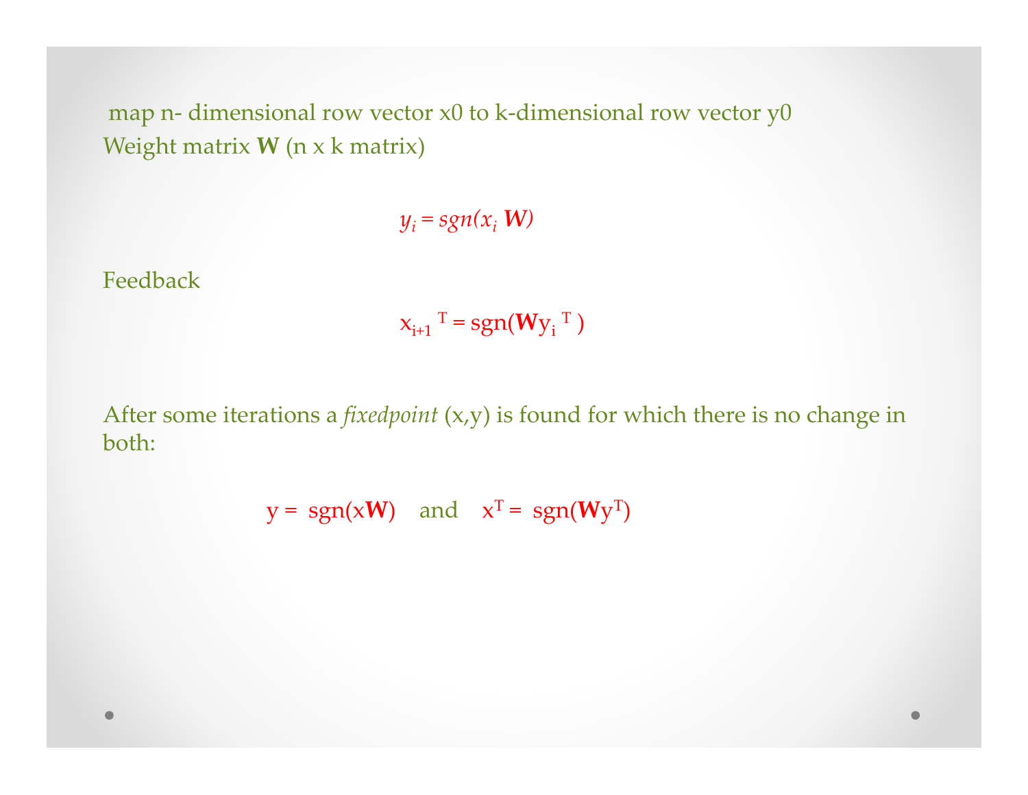map n- dimensional row vector x0 to k-dimensional row vector y0

Weight matrix **W** (n x k matrix)

$$y_i = sgn(x_i \mathbf{W})$$

Feedback

$$x_{i+1}^T = sgn(\mathbf{W} y_i^T)$$

After some iterations a *fixedpoint* (x,y) is found for which there is no change in both:

$$y = sgn(x\mathbf{W}) \quad \text{and} \quad x^T = sgn(\mathbf{W} y^T)$$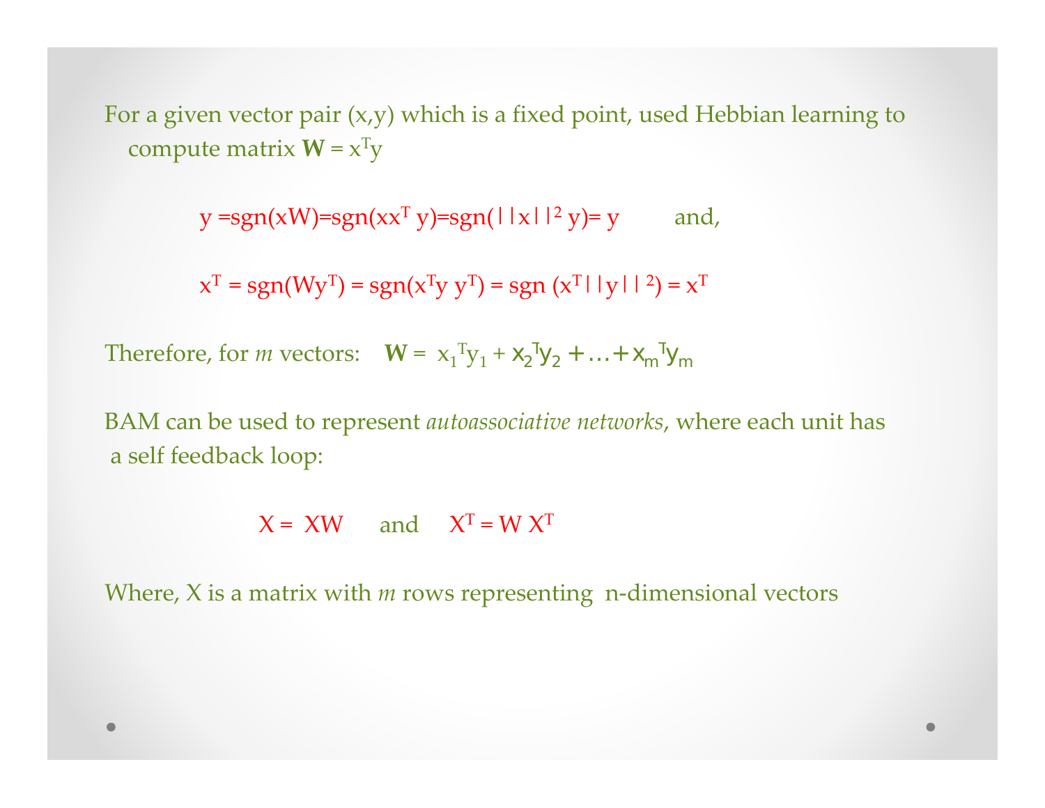For a given vector pair (x,y) which is a fixed point, used Hebbian learning to compute matrix $\mathbf{W} = x^T y$

$$y = \text{sgn}(xW) = \text{sgn}(xx^T y) = \text{sgn}(||x||^2 y) = y$$

and,

$$x^T = \text{sgn}(Wy^T) = \text{sgn}(x^T y\, y^T) = \text{sgn}(x^T ||y||^2) = x^T$$

Therefore, for *m* vectors: $\mathbf{W} = x_1^T y_1 + x_2^T y_2 + \ldots + x_m^T y_m$

BAM can be used to represent *autoassociative networks*, where each unit has a self feedback loop:

$$X = XW \quad \text{and} \quad X^T = W X^T$$

Where, X is a matrix with *m* rows representing n-dimensional vectors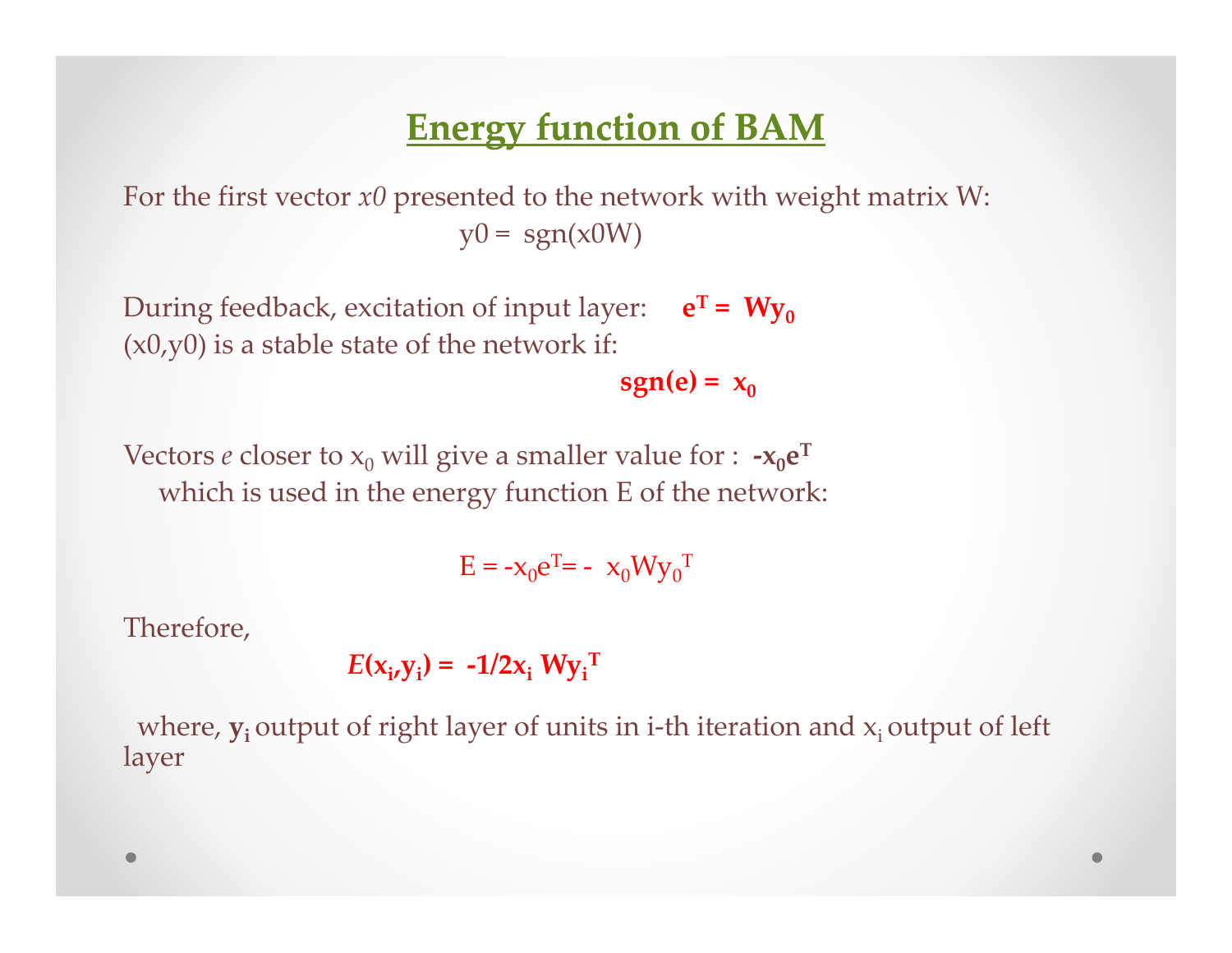# Energy function of BAM

For the first vector *x0* presented to the network with weight matrix W:

$$y0 = \text{sgn}(x0W)$$

During feedback, excitation of input layer: $\mathbf{e^T = Wy_0}$

(x0,y0) is a stable state of the network if:

$$\mathbf{sgn(e) = x_0}$$

Vectors *e* closer to $x_0$ will give a smaller value for : $\mathbf{-x_0e^T}$
which is used in the energy function E of the network:

$$E = -x_0e^T = - x_0Wy_0^T$$

Therefore,

$$\boldsymbol{E(x_i,y_i) = -1/2x_i\, Wy_i^T}$$

where, $\mathbf{y_i}$ output of right layer of units in i-th iteration and $x_i$ output of left layer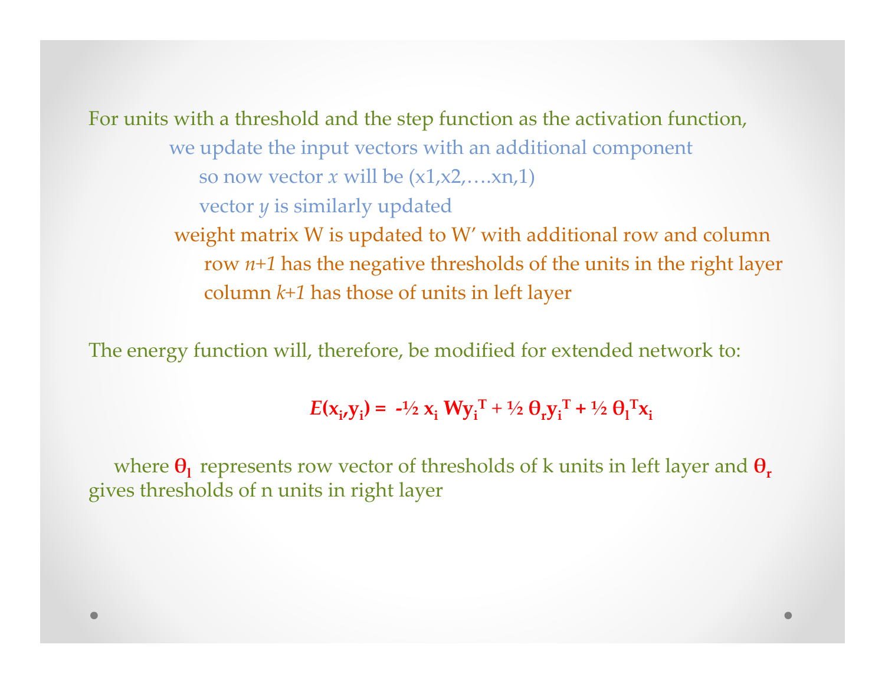For units with a threshold and the step function as the activation function,

- we update the input vectors with an additional component
  - so now vector *x* will be (x1,x2,….xn,1)
  - vector *y* is similarly updated
- weight matrix W is updated to W' with additional row and column
  - row *n+1* has the negative thresholds of the units in the right layer
  - column *k+1* has those of units in left layer

The energy function will, therefore, be modified for extended network to:

$$E(\mathbf{x}_i,\mathbf{y}_i) = -\tfrac{1}{2}\, \mathbf{x}_i\, \mathbf{W}\mathbf{y}_i^{T} + \tfrac{1}{2}\, \theta_r \mathbf{y}_i^{T} + \tfrac{1}{2}\, \theta_l^{T} \mathbf{x}_i$$

where $\theta_l$ represents row vector of thresholds of k units in left layer and $\theta_r$ gives thresholds of n units in right layer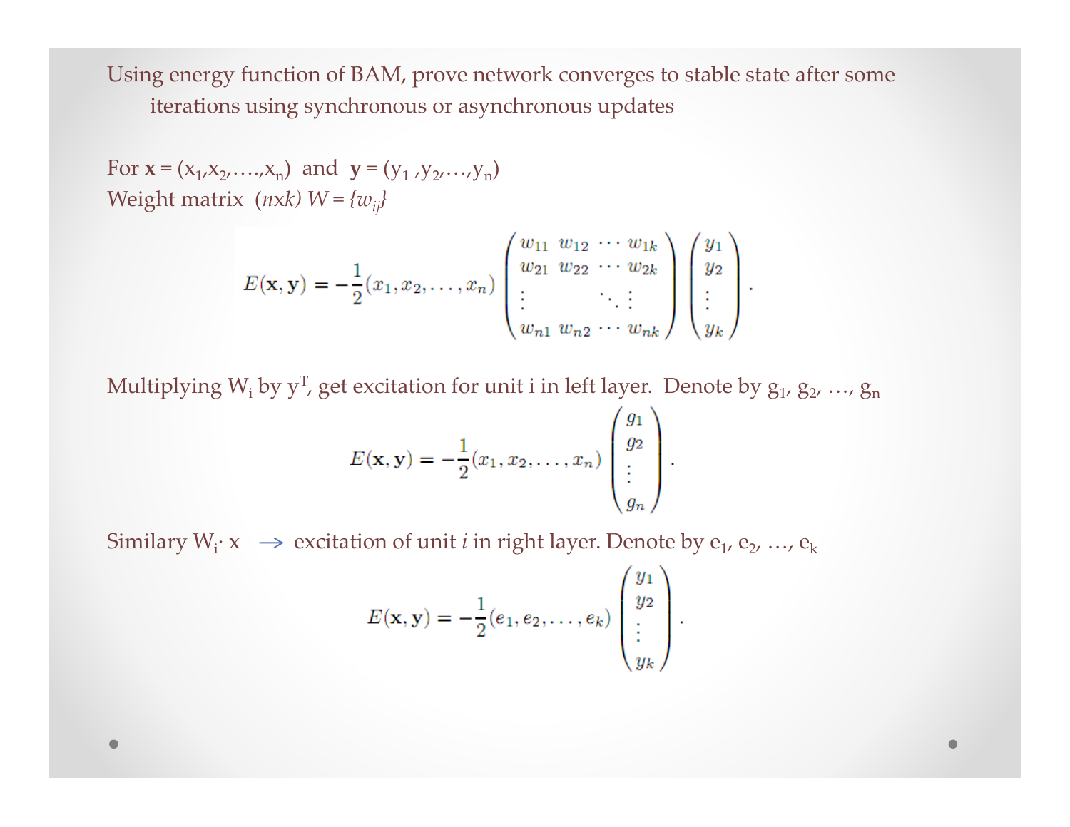Using energy function of BAM, prove network converges to stable state after some iterations using synchronous or asynchronous updates

For $\mathbf{x} = (x_1, x_2, \ldots, x_n)$ and $\mathbf{y} = (y_1, y_2, \ldots, y_n)$

Weight matrix $(n \times k)$ $W = \{w_{ij}\}$

$$E(\mathbf{x}, \mathbf{y}) = -\frac{1}{2}(x_1, x_2, \ldots, x_n) \begin{pmatrix} w_{11} & w_{12} & \cdots & w_{1k} \\ w_{21} & w_{22} & \cdots & w_{2k} \\ \vdots & & \ddots & \vdots \\ w_{n1} & w_{n2} & \cdots & w_{nk} \end{pmatrix} \begin{pmatrix} y_1 \\ y_2 \\ \vdots \\ y_k \end{pmatrix}.$$

Multiplying $W_i$ by $y^T$, get excitation for unit i in left layer. Denote by $g_1, g_2, \ldots, g_n$

$$E(\mathbf{x}, \mathbf{y}) = -\frac{1}{2}(x_1, x_2, \ldots, x_n) \begin{pmatrix} g_1 \\ g_2 \\ \vdots \\ g_n \end{pmatrix}.$$

Similary $W_i \cdot x$ → excitation of unit *i* in right layer. Denote by $e_1, e_2, \ldots, e_k$

$$E(\mathbf{x}, \mathbf{y}) = -\frac{1}{2}(e_1, e_2, \ldots, e_k) \begin{pmatrix} y_1 \\ y_2 \\ \vdots \\ y_k \end{pmatrix}.$$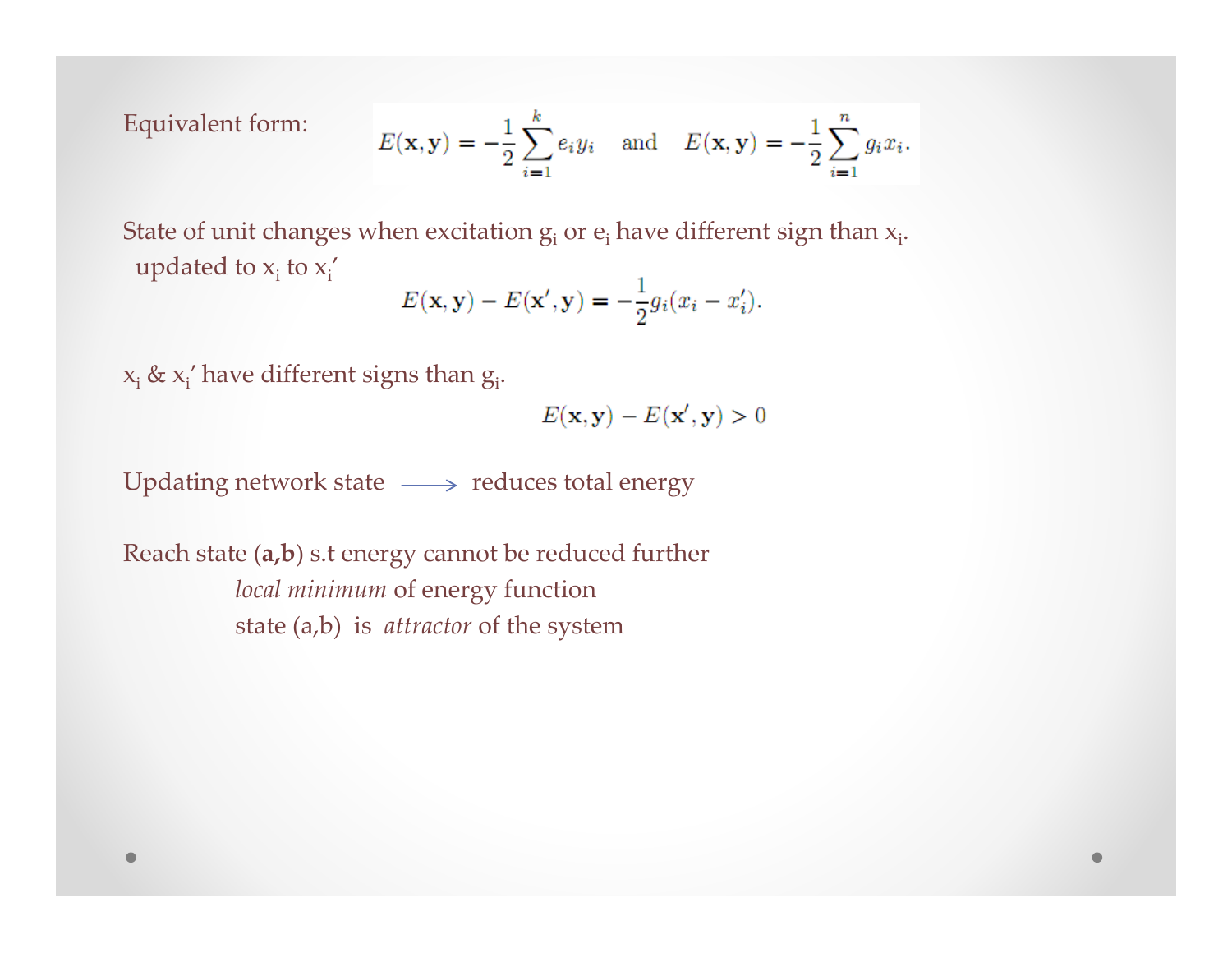Equivalent form: $$E(\mathbf{x},\mathbf{y}) = -\frac{1}{2}\sum_{i=1}^{k} e_i y_i \quad \text{and} \quad E(\mathbf{x},\mathbf{y}) = -\frac{1}{2}\sum_{i=1}^{n} g_i x_i.$$

State of unit changes when excitation $g_i$ or $e_i$ have different sign than $x_i$.

updated to $x_i$ to $x_i'$

$$E(\mathbf{x},\mathbf{y}) - E(\mathbf{x}',\mathbf{y}) = -\frac{1}{2} g_i (x_i - x_i').$$

$x_i$ & $x_i'$ have different signs than $g_i$.

$$E(\mathbf{x},\mathbf{y}) - E(\mathbf{x}',\mathbf{y}) > 0$$

Updating network state ⟶ reduces total energy

Reach state (**a**,**b**) s.t energy cannot be reduced further

*local minimum* of energy function

state (a,b) is *attractor* of the system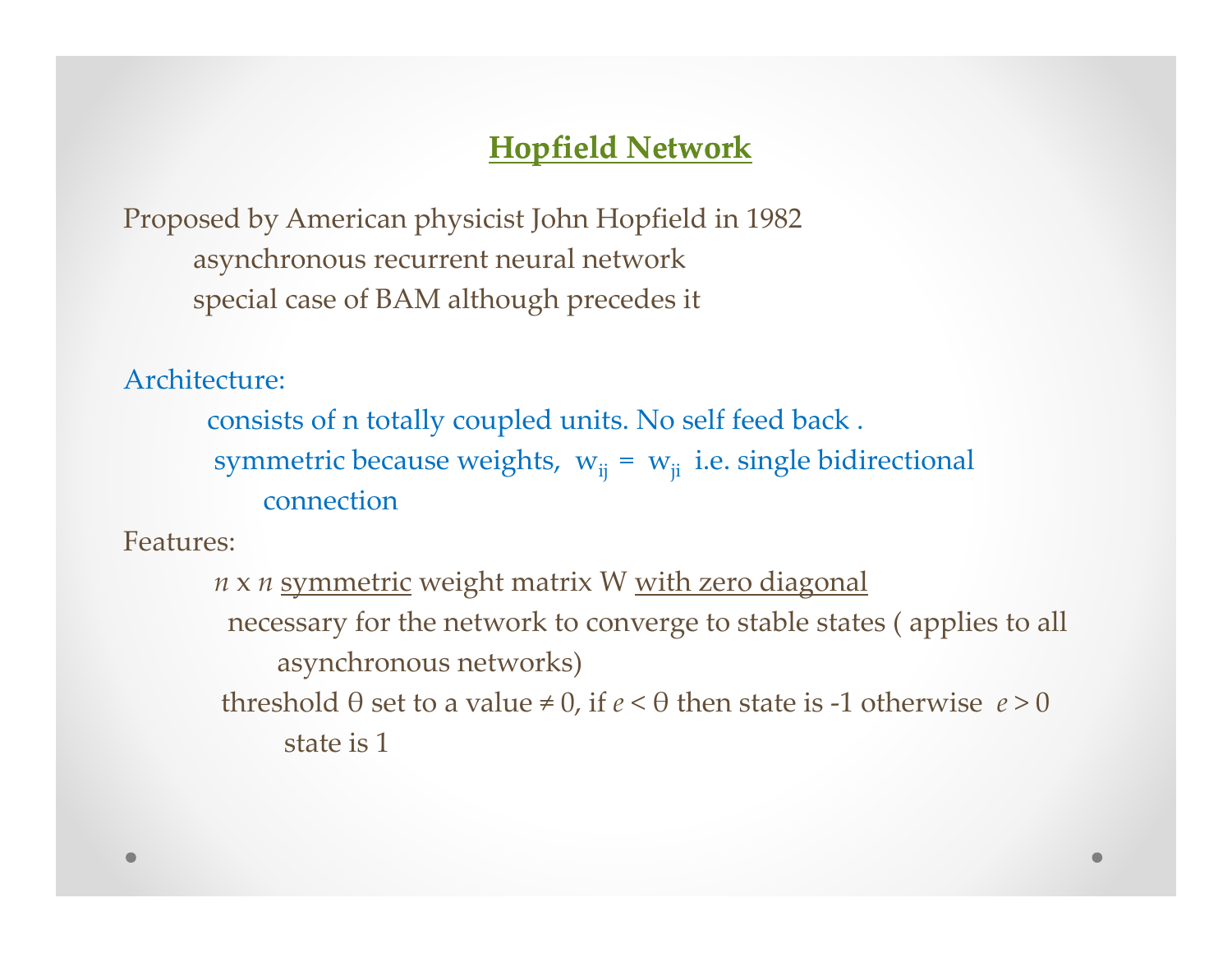## Hopfield Network

Proposed by American physicist John Hopfield in 1982

- asynchronous recurrent neural network
- special case of BAM although precedes it

Architecture:

- consists of n totally coupled units. No self feed back .
- symmetric because weights, $w_{ij} = w_{ji}$ i.e. single bidirectional connection

Features:

- *n* x *n* symmetric weight matrix W with zero diagonal
  - necessary for the network to converge to stable states ( applies to all asynchronous networks)
- threshold θ set to a value ≠ 0, if $e < \theta$ then state is -1 otherwise $e > 0$ state is 1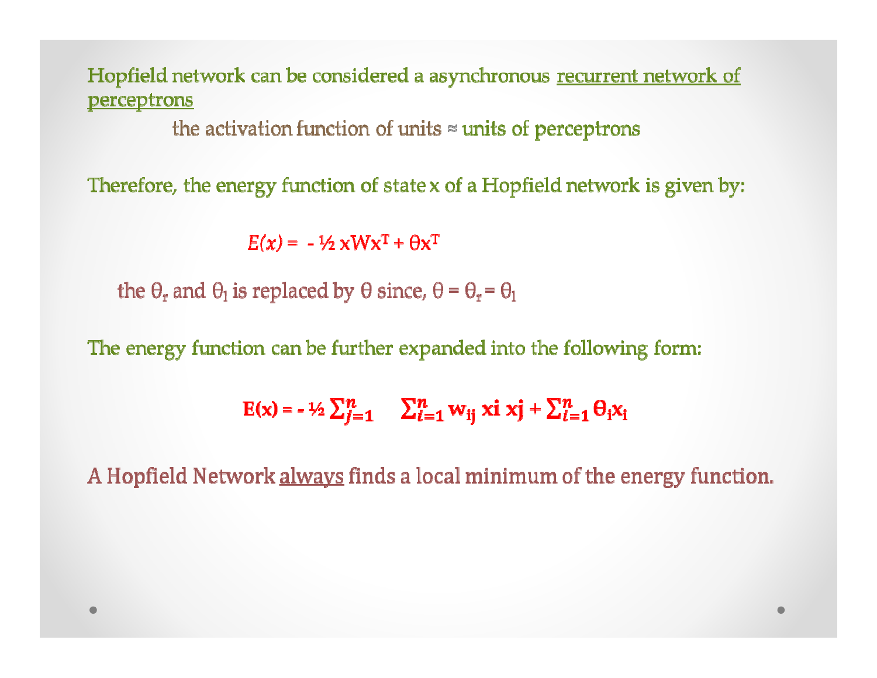Hopfield network can be considered a asynchronous <u>recurrent network of perceptrons</u>

the activation function of units ≈ units of perceptrons

Therefore, the energy function of state x of a Hopfield network is given by:

$$E(x) = -\tfrac{1}{2}\, xWx^T + \theta x^T$$

the $\theta_r$ and $\theta_l$ is replaced by $\theta$ since, $\theta = \theta_r = \theta_l$

The energy function can be further expanded into the following form:

$$E(x) = -\tfrac{1}{2} \sum_{j=1}^{n} \sum_{i=1}^{n} w_{ij}\, x_i\, x_j + \sum_{i=1}^{n} \theta_i x_i$$

A Hopfield Network <u>always</u> finds a local minimum of the energy function.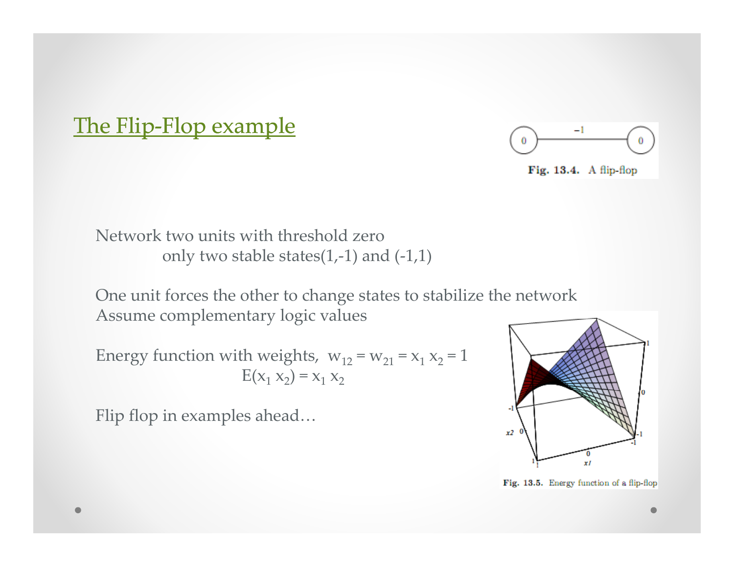## The Flip-Flop example

Fig. 13.4. A flip-flop

Network two units with threshold zero

only two stable states(1,-1) and (-1,1)

One unit forces the other to change states to stabilize the network

Assume complementary logic values

Energy function with weights, $w_{12} = w_{21} = x_1 x_2 = 1$

$$E(x_1 x_2) = x_1 x_2$$

Flip flop in examples ahead…

Fig. 13.5. Energy function of a flip-flop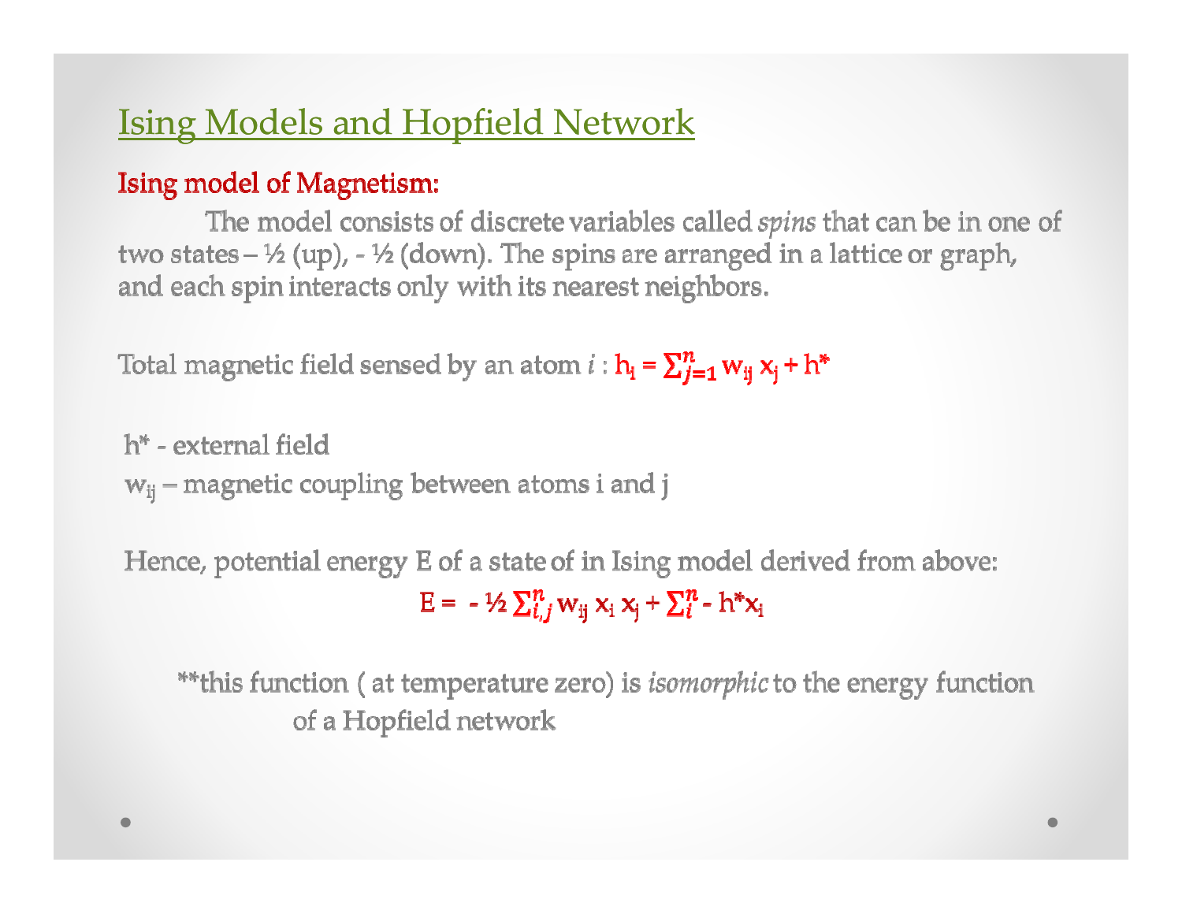## Ising Models and Hopfield Network

**Ising model of Magnetism:**

The model consists of discrete variables called *spins* that can be in one of two states – ½ (up), - ½ (down). The spins are arranged in a lattice or graph, and each spin interacts only with its nearest neighbors.

Total magnetic field sensed by an atom $i$ : $h_i = \sum_{j=1}^{n} w_{ij}\, x_j + h^*$

$h^*$ - external field

$w_{ij}$ – magnetic coupling between atoms i and j

Hence, potential energy E of a state of in Ising model derived from above:

$$E = -\frac{1}{2} \sum_{i,j}^{n} w_{ij}\, x_i\, x_j + \sum_{i}^{n} - h^* x_i$$

**this function ( at temperature zero) is *isomorphic* to the energy function of a Hopfield network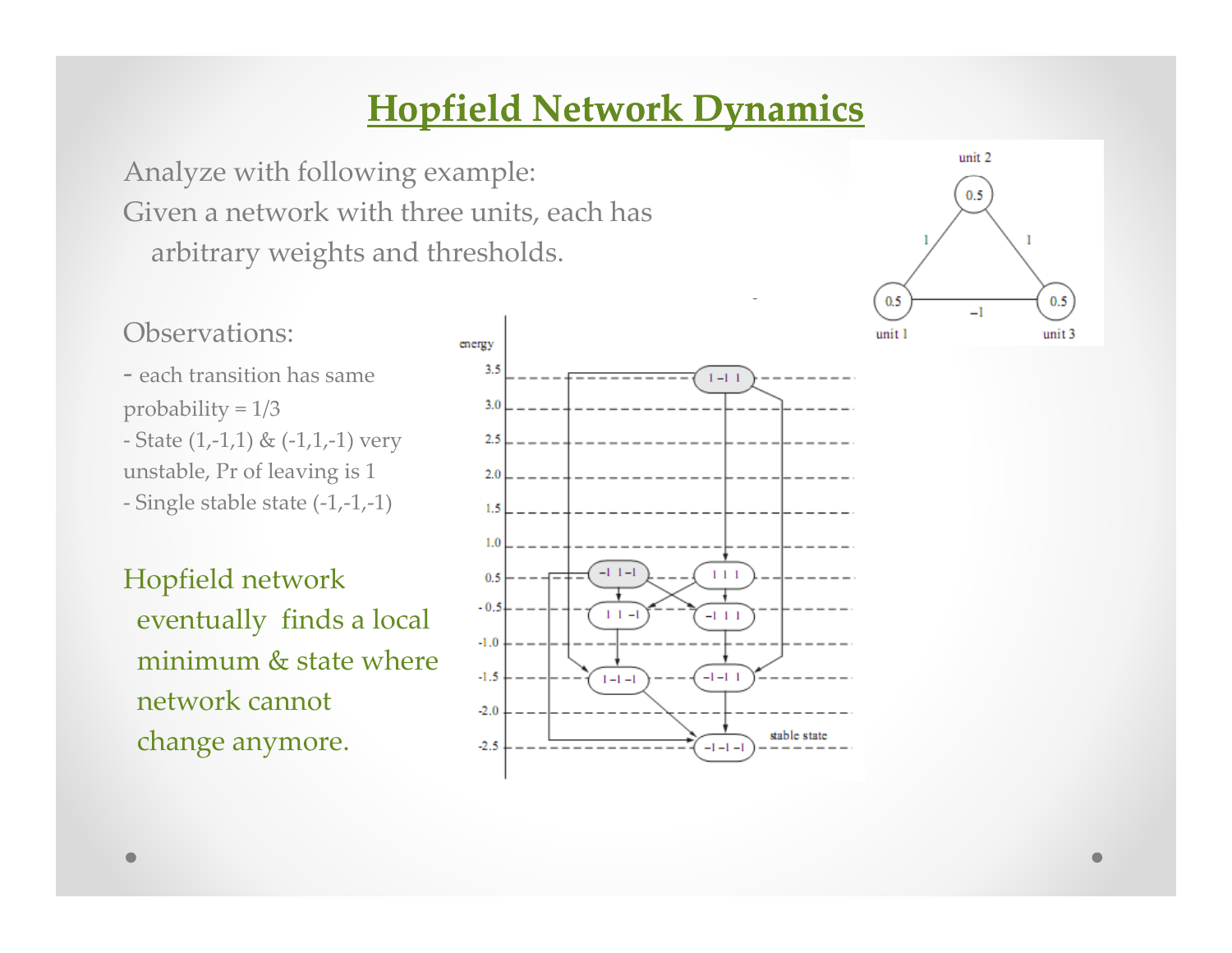# Hopfield Network Dynamics

Analyze with following example:
Given a network with three units, each has arbitrary weights and thresholds.

Observations:

- each transition has same probability = 1/3
- State (1,-1,1) & (-1,1,-1) very unstable, Pr of leaving is 1
- Single stable state (-1,-1,-1)

Hopfield network eventually finds a local minimum & state where network cannot change anymore.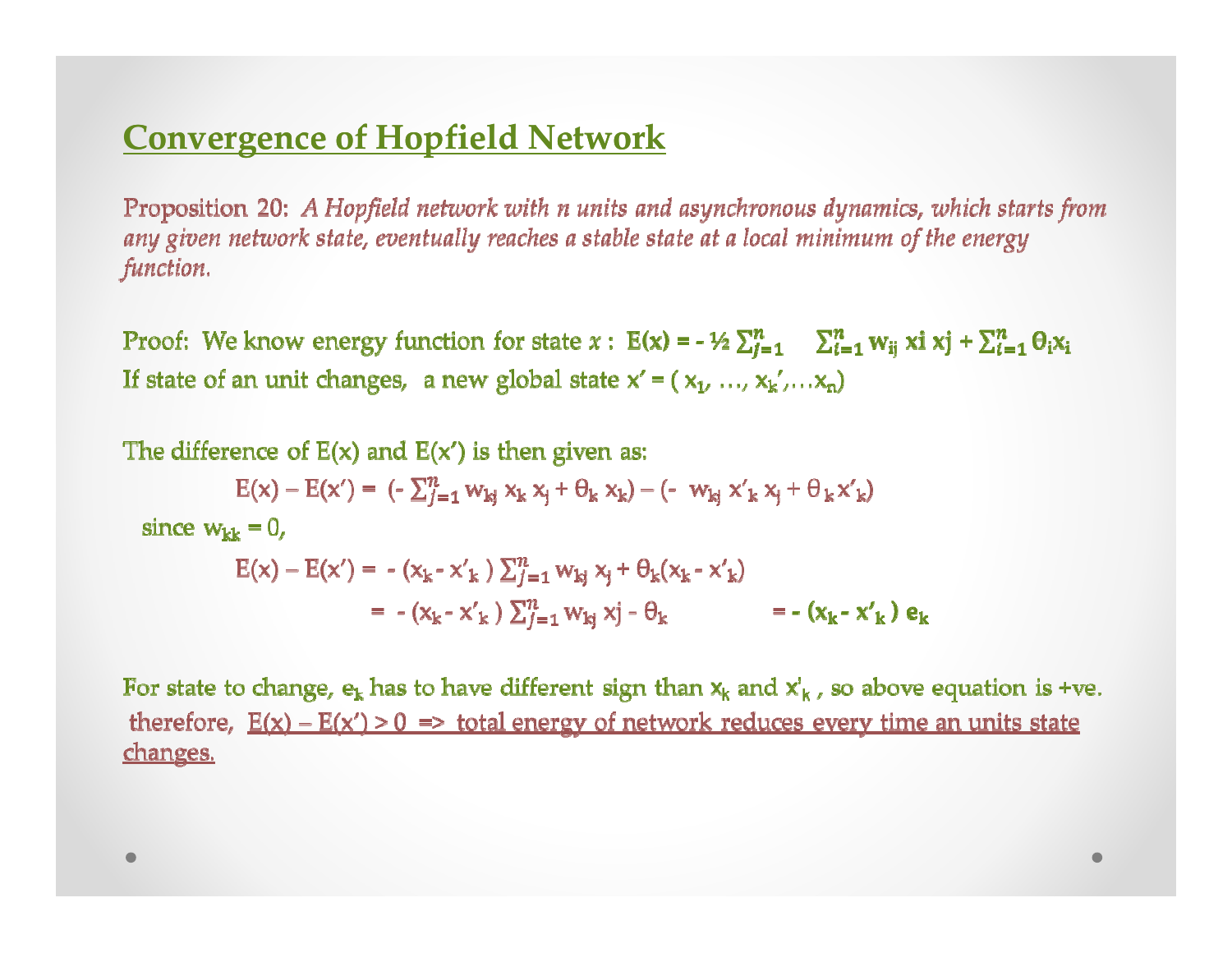## Convergence of Hopfield Network

Proposition 20: *A Hopfield network with n units and asynchronous dynamics, which starts from any given network state, eventually reaches a stable state at a local minimum of the energy function.*

Proof: We know energy function for state $x$ : $E(x) = -\frac{1}{2}\sum_{j=1}^{n} \sum_{i=1}^{n} w_{ij}\, x_i\, x_j + \sum_{i=1}^{n} \theta_i x_i$

If state of an unit changes, a new global state $x' = ( x_1, \ldots, x_k', \ldots x_n)$

The difference of E(x) and E(x') is then given as:

$$E(x) - E(x') = (-\sum_{j=1}^{n} w_{kj}\, x_k\, x_j + \theta_k\, x_k) - (-\ w_{kj}\, x'_k\, x_j + \theta_k\, x'_k)$$

since $w_{kk} = 0$,

$$E(x) - E(x') = -(x_k - x'_k) \sum_{j=1}^{n} w_{kj}\, x_j + \theta_k(x_k - x'_k)$$

$$= -(x_k - x'_k) \sum_{j=1}^{n} w_{kj}\, x_j - \theta_k \qquad = -(x_k - x'_k)\, e_k$$

For state to change, $e_k$ has to have different sign than $x_k$ and $x'_k$ , so above equation is +ve. therefore, <u>$E(x) - E(x') > 0$ => total energy of network reduces every time an units state changes.</u>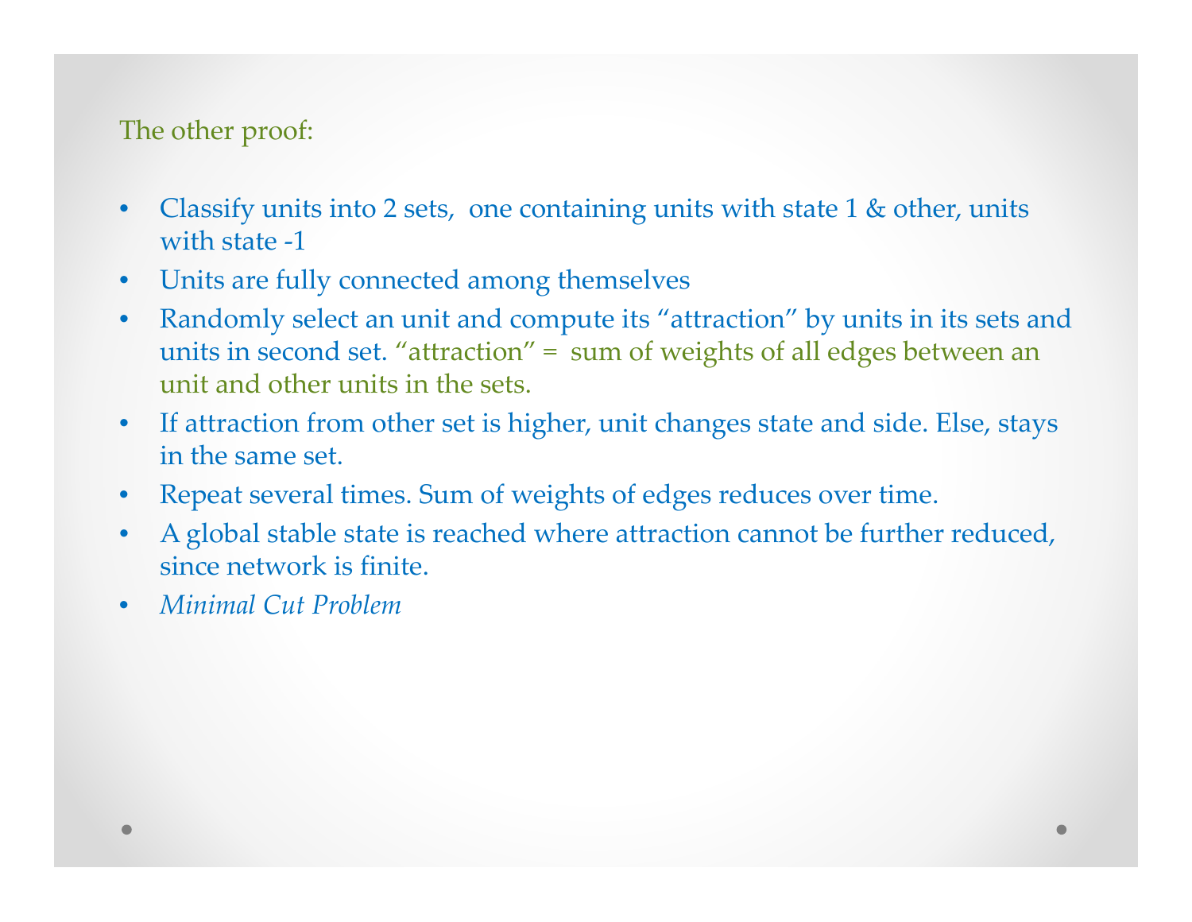The other proof:

- Classify units into 2 sets, one containing units with state 1 & other, units with state -1
- Units are fully connected among themselves
- Randomly select an unit and compute its "attraction" by units in its sets and units in second set. "attraction" = sum of weights of all edges between an unit and other units in the sets.
- If attraction from other set is higher, unit changes state and side. Else, stays in the same set.
- Repeat several times. Sum of weights of edges reduces over time.
- A global stable state is reached where attraction cannot be further reduced, since network is finite.
- *Minimal Cut Problem*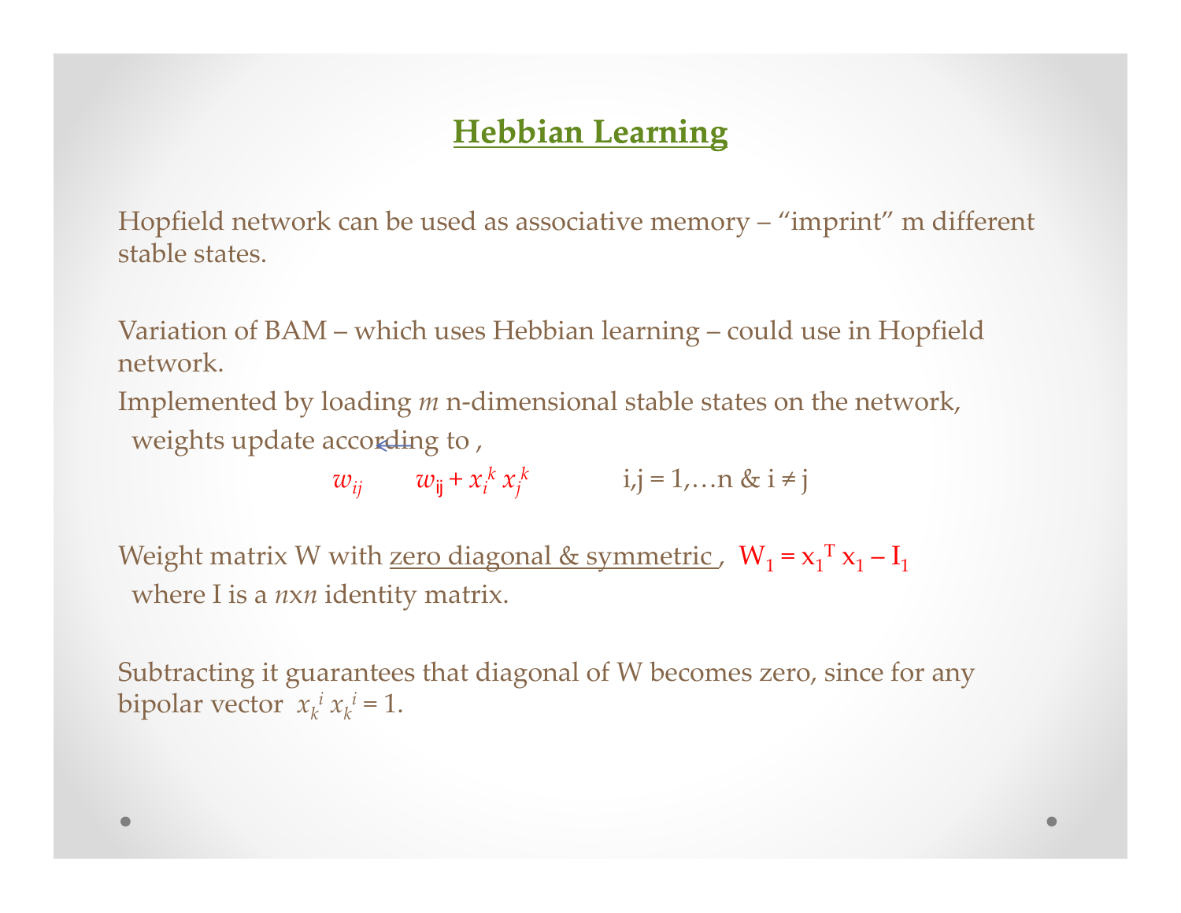# Hebbian Learning

Hopfield network can be used as associative memory – “imprint” m different stable states.

Variation of BAM – which uses Hebbian learning – could use in Hopfield network.

Implemented by loading *m* n-dimensional stable states on the network, weights update according to ,

$$w_{ij} \leftarrow w_{ij} + x_i^k x_j^k \qquad i,j = 1,\ldots n \;\&\; i \neq j$$

Weight matrix W with zero diagonal & symmetric , $W_1 = x_1^T x_1 - I_1$ where I is a *n*x*n* identity matrix.

Subtracting it guarantees that diagonal of W becomes zero, since for any bipolar vector $x_k^i x_k^i = 1$.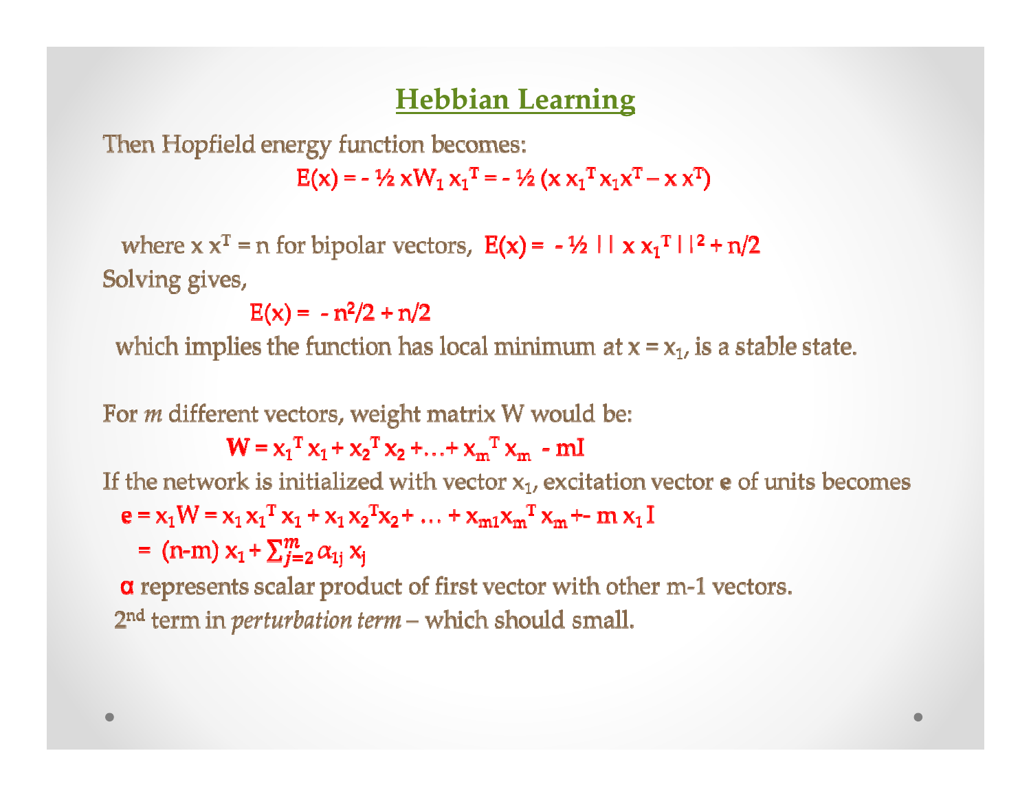## Hebbian Learning

Then Hopfield energy function becomes:

$$E(x) = -\frac{1}{2}\, x W_1\, x_1^T = -\frac{1}{2}\,(x\, x_1^T\, x_1 x^T - x\, x^T)$$

where $x\, x^T = n$ for bipolar vectors, $E(x) = -\frac{1}{2}\,||\, x\, x_1^T\,||^2 + n/2$

Solving gives,

$$E(x) = -n^2/2 + n/2$$

which implies the function has local minimum at $x = x_1$, is a stable state.

For *m* different vectors, weight matrix W would be:

$$\mathbf{W} = x_1^T\, x_1 + x_2^T\, x_2 + \ldots + x_m^T\, x_m - mI$$

If the network is initialized with vector $x_1$, excitation vector **e** of units becomes

$$\mathbf{e} = x_1 W = x_1\, x_1^T\, x_1 + x_1\, x_2^T x_2 + \ldots + x_{m1} x_m^T\, x_m +\text{-}\; m\, x_1\, I$$

$$= (n-m)\, x_1 + \sum_{j=2}^{m} \alpha_{1j}\, x_j$$

$\alpha$ represents scalar product of first vector with other m-1 vectors.

2nd term in *perturbation term* – which should small.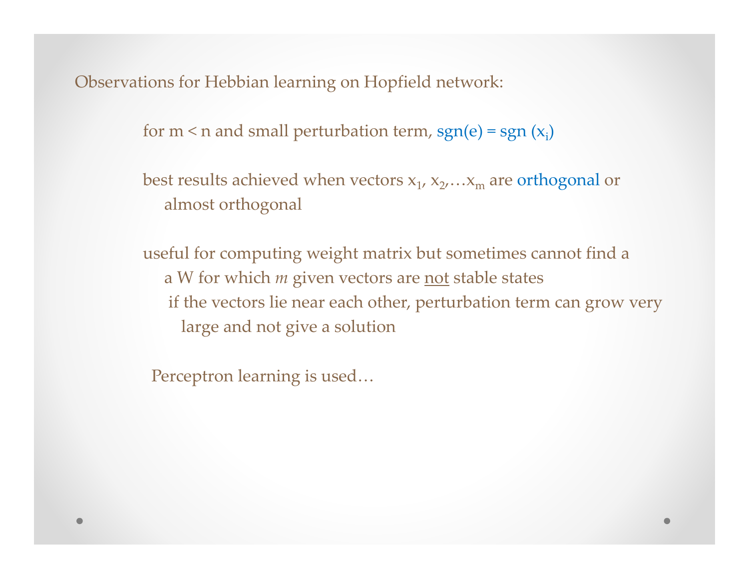Observations for Hebbian learning on Hopfield network:

- for $m < n$ and small perturbation term, $\text{sgn}(e) = \text{sgn}(x_i)$

- best results achieved when vectors $x_1, x_2, \ldots x_m$ are orthogonal or almost orthogonal

- useful for computing weight matrix but sometimes cannot find a a W for which *m* given vectors are not stable states
  - if the vectors lie near each other, perturbation term can grow very large and not give a solution

Perceptron learning is used…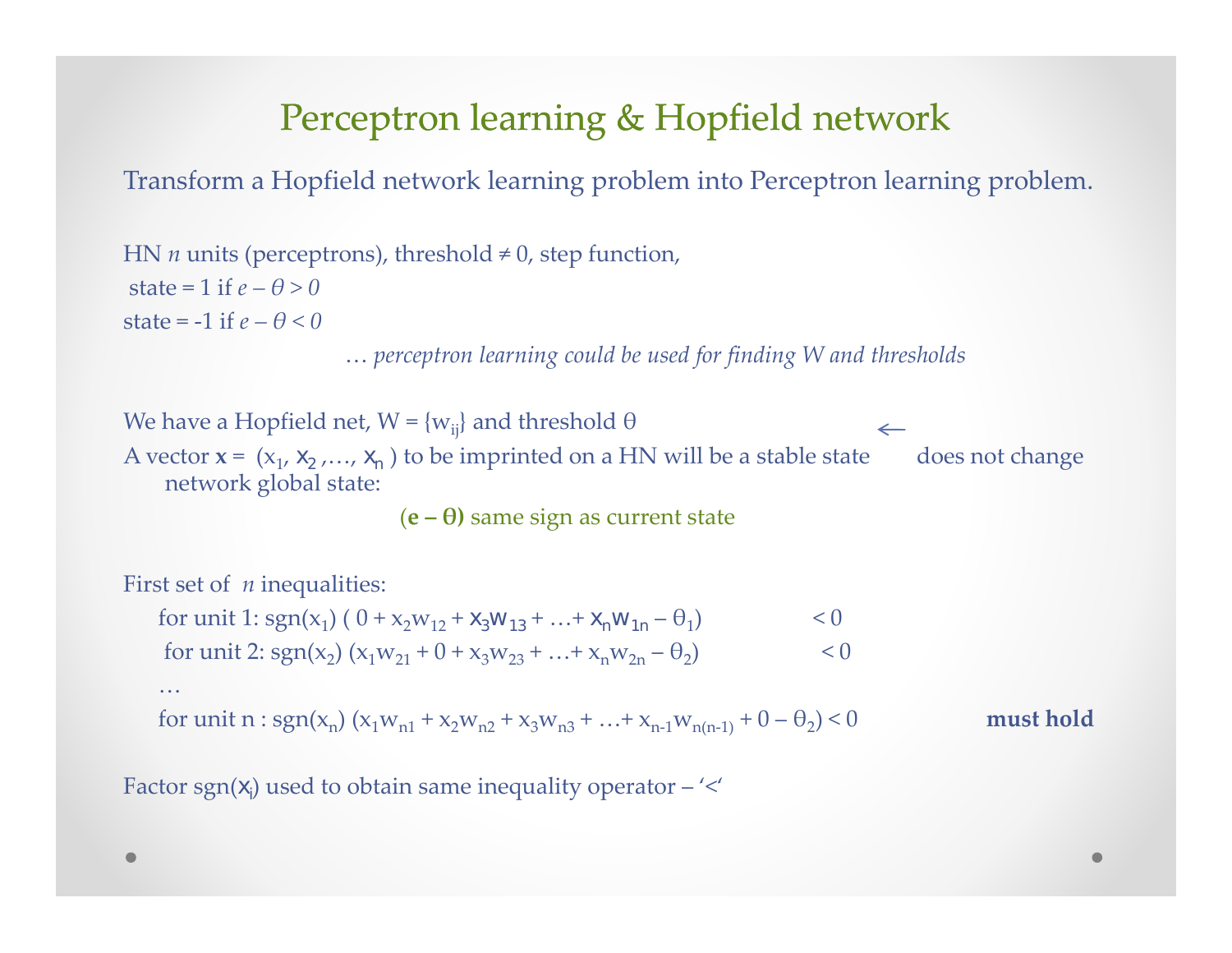# Perceptron learning & Hopfield network

Transform a Hopfield network learning problem into Perceptron learning problem.

HN $n$ units (perceptrons), threshold ≠ 0, step function,

state = 1 if $e - \theta > 0$

state = -1 if $e - \theta < 0$

*… perceptron learning could be used for finding W and thresholds*

We have a Hopfield net, $W = \{w_{ij}\}$ and threshold $\theta$

A vector $\mathbf{x} = (x_1, x_2, \ldots, x_n)$ to be imprinted on a HN will be a stable state ← does not change network global state:

**(e – θ)** same sign as current state

First set of $n$ inequalities:

for unit 1: $\mathrm{sgn}(x_1)\,(0 + x_2 w_{12} + x_3 w_{13} + \ldots + x_n w_{1n} - \theta_1) < 0$

for unit 2: $\mathrm{sgn}(x_2)\,(x_1 w_{21} + 0 + x_3 w_{23} + \ldots + x_n w_{2n} - \theta_2) < 0$

…

for unit n : $\mathrm{sgn}(x_n)\,(x_1 w_{n1} + x_2 w_{n2} + x_3 w_{n3} + \ldots + x_{n-1} w_{n(n-1)} + 0 - \theta_2) < 0$ **must hold**

Factor $\mathrm{sgn}(x_i)$ used to obtain same inequality operator – '<'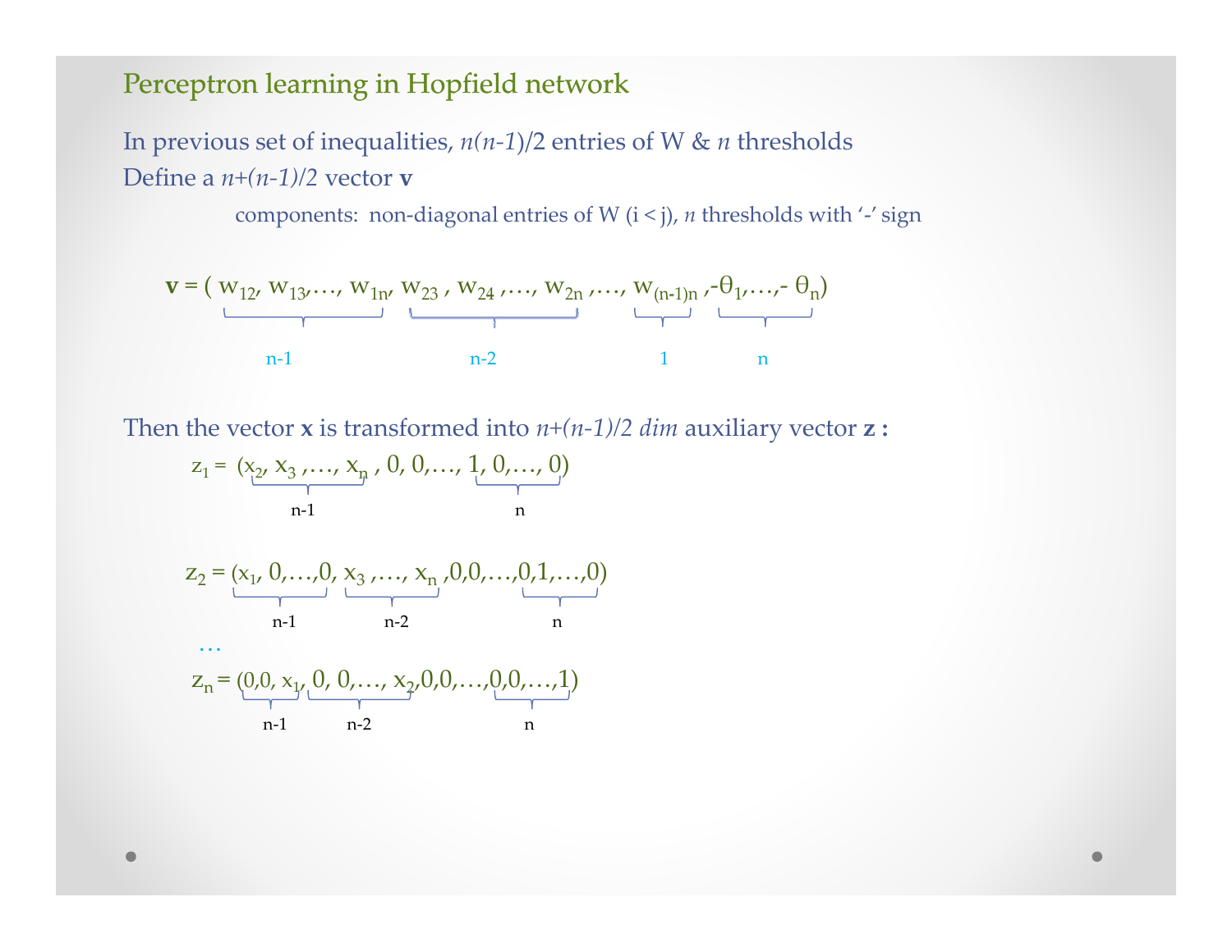## Perceptron learning in Hopfield network

In previous set of inequalities, $n(n-1)/2$ entries of W & $n$ thresholds

Define a $n+(n-1)/2$ vector **v**

components: non-diagonal entries of W ($i < j$), $n$ thresholds with '-' sign

$$\mathbf{v} = (\underbrace{w_{12}, w_{13}, \ldots, w_{1n}}_{n-1}, \underbrace{w_{23}, w_{24}, \ldots, w_{2n}}_{n-2}, \ldots, \underbrace{w_{(n-1)n}}_{1}, \underbrace{-\theta_1, \ldots, -\theta_n}_{n})$$

Then the vector **x** is transformed into $n+(n-1)/2$ *dim* auxiliary vector **z** :

$$z_1 = (\underbrace{x_2, x_3, \ldots, x_n}_{n-1}, 0, 0, \ldots, \underbrace{1, 0, \ldots, 0}_{n})$$

$$z_2 = (\underbrace{x_1, 0, \ldots, 0}_{n-1}, \underbrace{x_3, \ldots, x_n}_{n-2}, 0, 0, \ldots, \underbrace{0, 1, \ldots, 0}_{n})$$

…

$$z_n = (\underbrace{0, 0, x_1}_{n-1}, \underbrace{0, 0, \ldots, x_2}_{n-2}, 0, 0, \ldots, \underbrace{0, 0, \ldots, 1}_{n})$$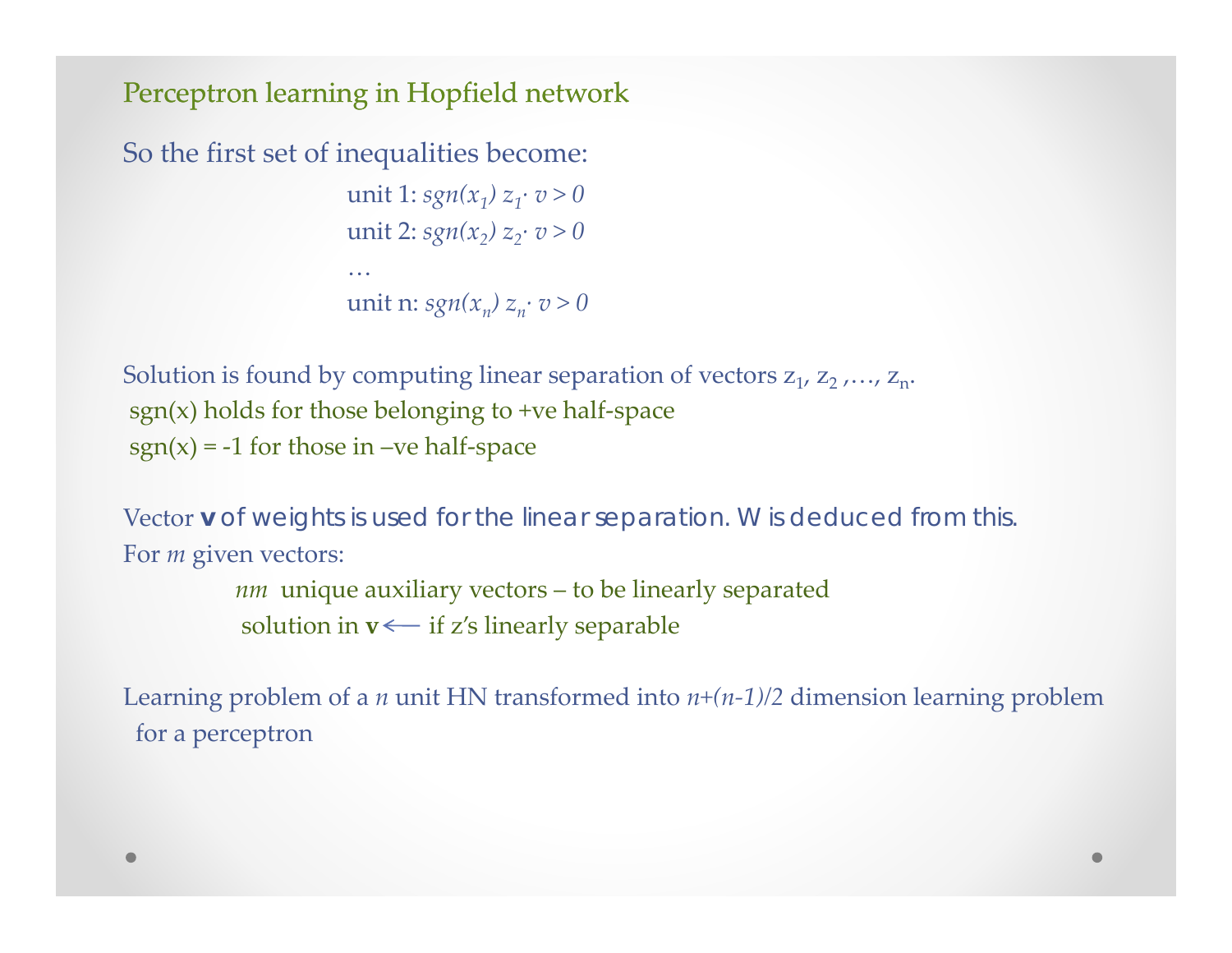# Perceptron learning in Hopfield network

So the first set of inequalities become:

unit 1: $sgn(x_1)\ z_1 \cdot v > 0$
unit 2: $sgn(x_2)\ z_2 \cdot v > 0$
…
unit n: $sgn(x_n)\ z_n \cdot v > 0$

Solution is found by computing linear separation of vectors $z_1, z_2, \ldots, z_n$.
sgn(x) holds for those belonging to +ve half-space
sgn(x) = -1 for those in –ve half-space

Vector **v** of weights is used for the linear separation. W is deduced from this.
For *m* given vectors:

*nm* unique auxiliary vectors – to be linearly separated
solution in **v** ⟵ if z's linearly separable

Learning problem of a *n* unit HN transformed into *n+(n-1)/2* dimension learning problem for a perceptron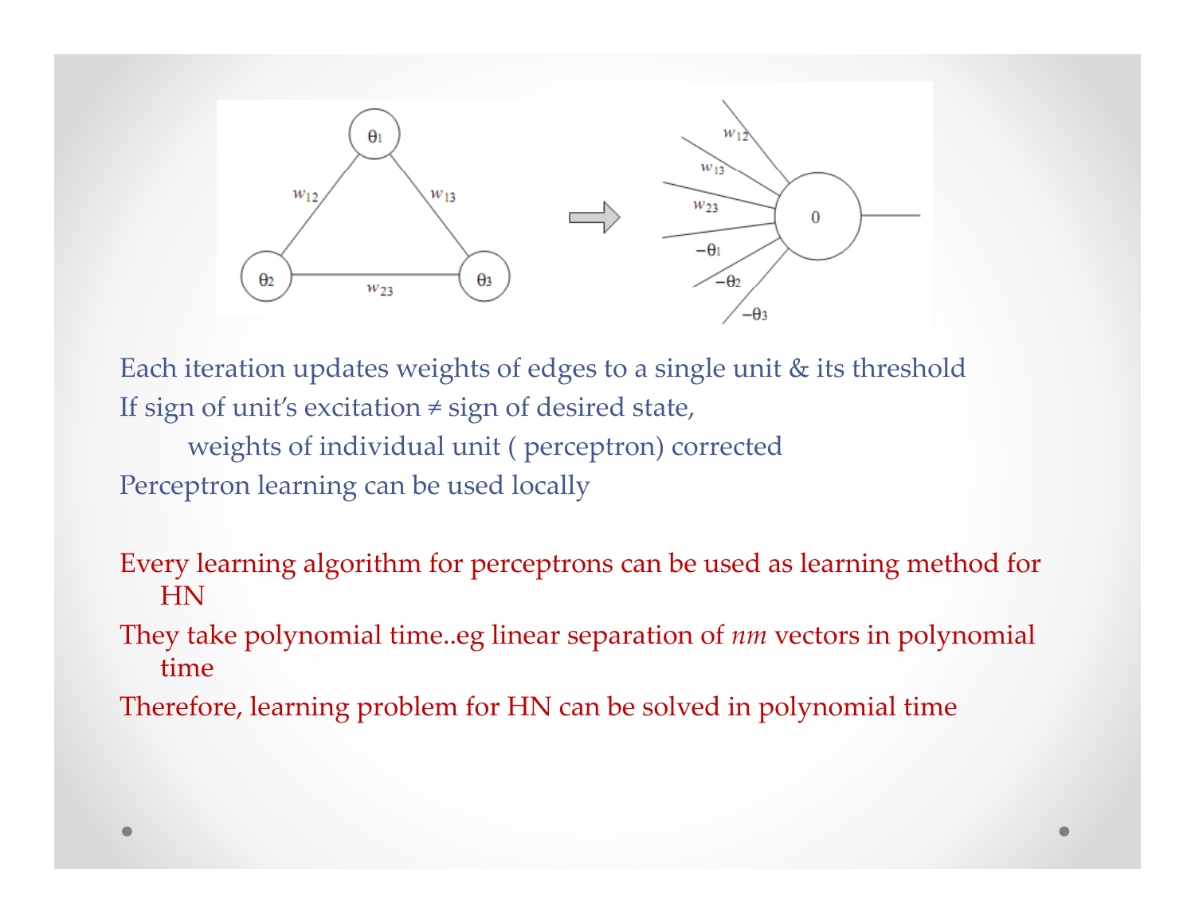Each iteration updates weights of edges to a single unit & its threshold

If sign of unit's excitation ≠ sign of desired state,

    weights of individual unit ( perceptron) corrected

Perceptron learning can be used locally

Every learning algorithm for perceptrons can be used as learning method for HN

They take polynomial time..eg linear separation of *nm* vectors in polynomial time

Therefore, learning problem for HN can be solved in polynomial time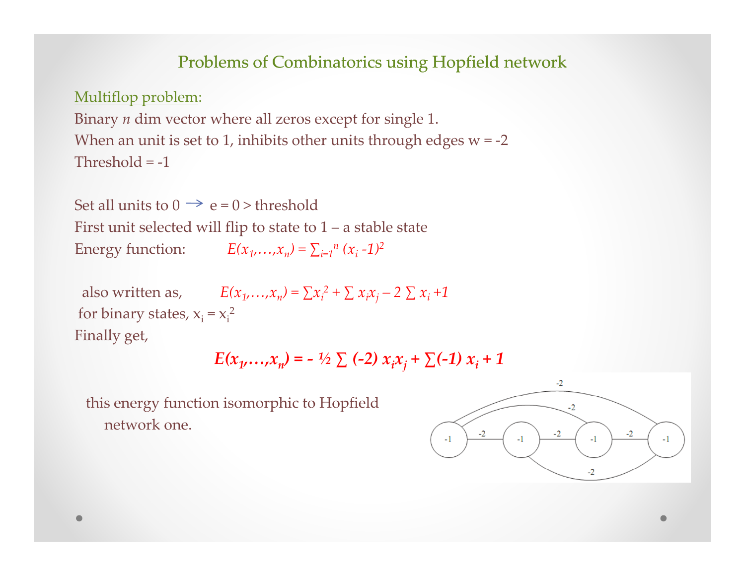## Problems of Combinatorics using Hopfield network

Multiflop problem:

Binary *n* dim vector where all zeros except for single 1.

When an unit is set to 1, inhibits other units through edges w = -2

Threshold = -1

Set all units to 0 → e = 0 > threshold

First unit selected will flip to state to 1 – a stable state

Energy function: $E(x_1,\ldots,x_n) = \sum_{i=1}^{n} (x_i - 1)^2$

also written as, $E(x_1,\ldots,x_n) = \sum x_i^2 + \sum x_i x_j - 2 \sum x_i + 1$

for binary states, $x_i = x_i^2$

Finally get,

$$E(x_1,\ldots,x_n) = -\frac{1}{2} \sum (-2)\, x_i x_j + \sum (-1)\, x_i + 1$$

this energy function isomorphic to Hopfield network one.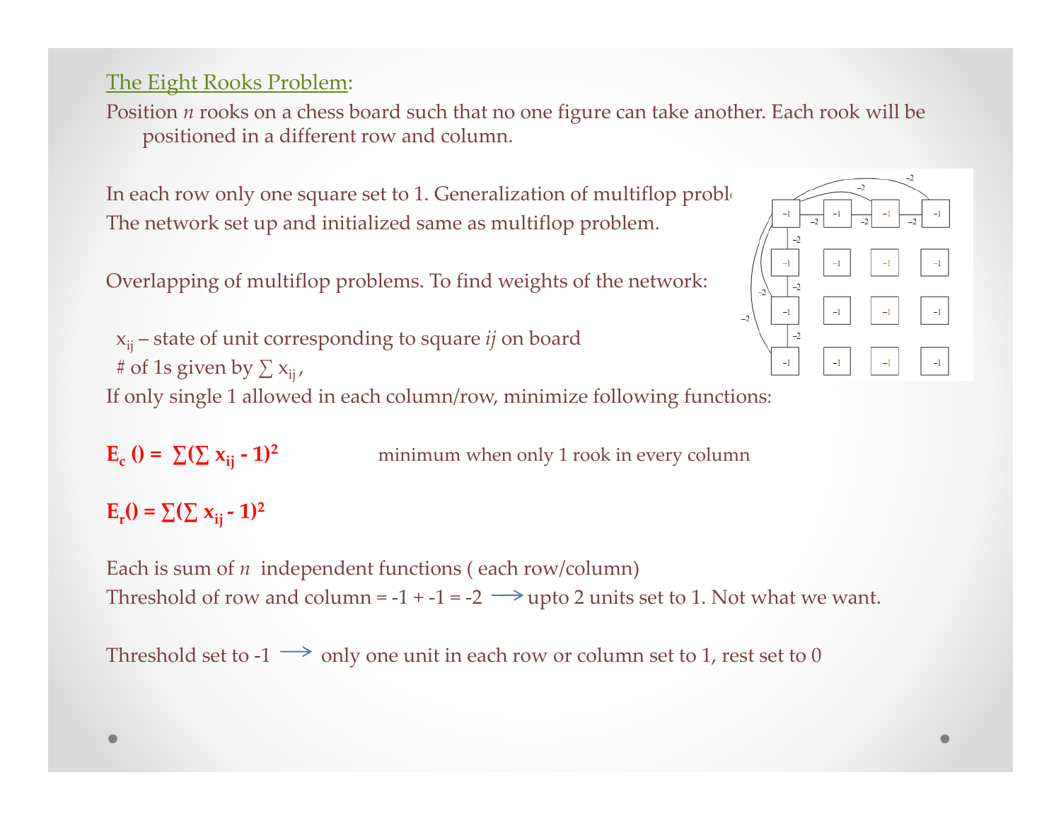## The Eight Rooks Problem:

Position *n* rooks on a chess board such that no one figure can take another. Each rook will be positioned in a different row and column.

In each row only one square set to 1. Generalization of multiflop probl
The network set up and initialized same as multiflop problem.

Overlapping of multiflop problems. To find weights of the network:

$x_{ij}$ – state of unit corresponding to square *ij* on board
\# of 1s given by $\sum x_{ij}$ ,
If only single 1 allowed in each column/row, minimize following functions:

**$E_c() = \sum(\sum x_{ij} - 1)^2$** minimum when only 1 rook in every column

**$E_r() = \sum(\sum x_{ij} - 1)^2$**

Each is sum of *n* independent functions ( each row/column)
Threshold of row and column = -1 + -1 = -2 ⟶ upto 2 units set to 1. Not what we want.

Threshold set to -1 ⟶ only one unit in each row or column set to 1, rest set to 0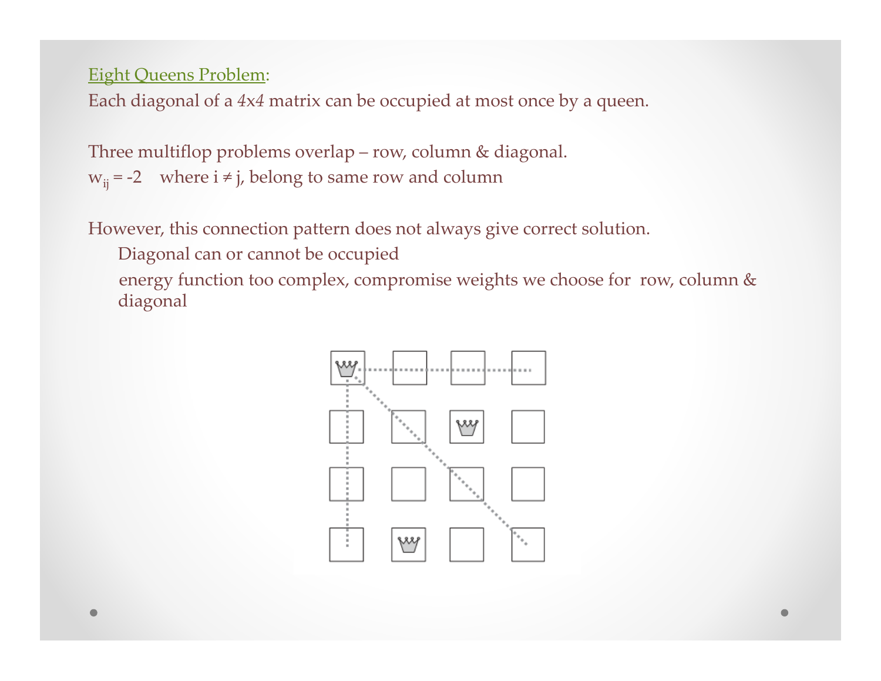Eight Queens Problem:

Each diagonal of a *4x4* matrix can be occupied at most once by a queen.

Three multiflop problems overlap – row, column & diagonal.

$w_{ij} = -2$ where $i \neq j$, belong to same row and column

However, this connection pattern does not always give correct solution.

- Diagonal can or cannot be occupied
- energy function too complex, compromise weights we choose for row, column & diagonal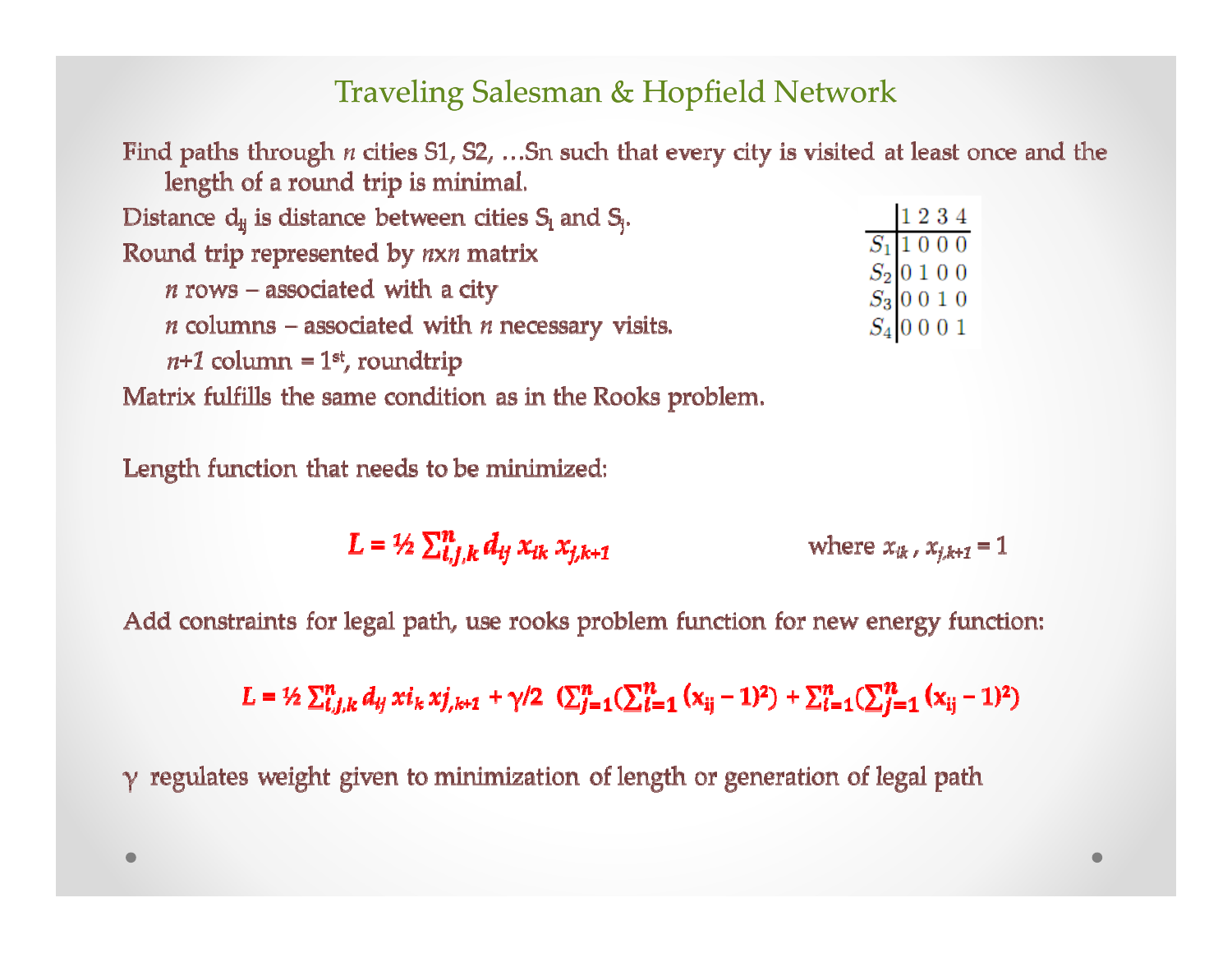# Traveling Salesman & Hopfield Network

Find paths through $n$ cities S1, S2, …Sn such that every city is visited at least once and the length of a round trip is minimal.

Distance $d_{ij}$ is distance between cities $S_i$ and $S_j$.

Round trip represented by $n$x$n$ matrix

- $n$ rows – associated with a city
- $n$ columns – associated with $n$ necessary visits.
- $n+1$ column = 1st, roundtrip

Matrix fulfills the same condition as in the Rooks problem.

|  | 1 | 2 | 3 | 4 |
|---|---|---|---|---|
| $S_1$ | 1 | 0 | 0 | 0 |
| $S_2$ | 0 | 1 | 0 | 0 |
| $S_3$ | 0 | 0 | 1 | 0 |
| $S_4$ | 0 | 0 | 0 | 1 |

Length function that needs to be minimized:

$$L = ½ \sum_{i,j,k}^{n} d_{ij}\, x_{ik}\, x_{j,k+1} \qquad \text{where } x_{ik},\ x_{j,k+1} = 1$$

Add constraints for legal path, use rooks problem function for new energy function:

$$L = ½ \sum_{i,j,k}^{n} d_{ij}\, x_{ik}\, x_{j,k+1} + \gamma/2\ \left(\sum_{j=1}^{n}\left(\sum_{i=1}^{n} (x_{ij} - 1)^2\right) + \sum_{i=1}^{n}\left(\sum_{j=1}^{n} (x_{ij} - 1)^2\right)\right)$$

$\gamma$ regulates weight given to minimization of length or generation of legal path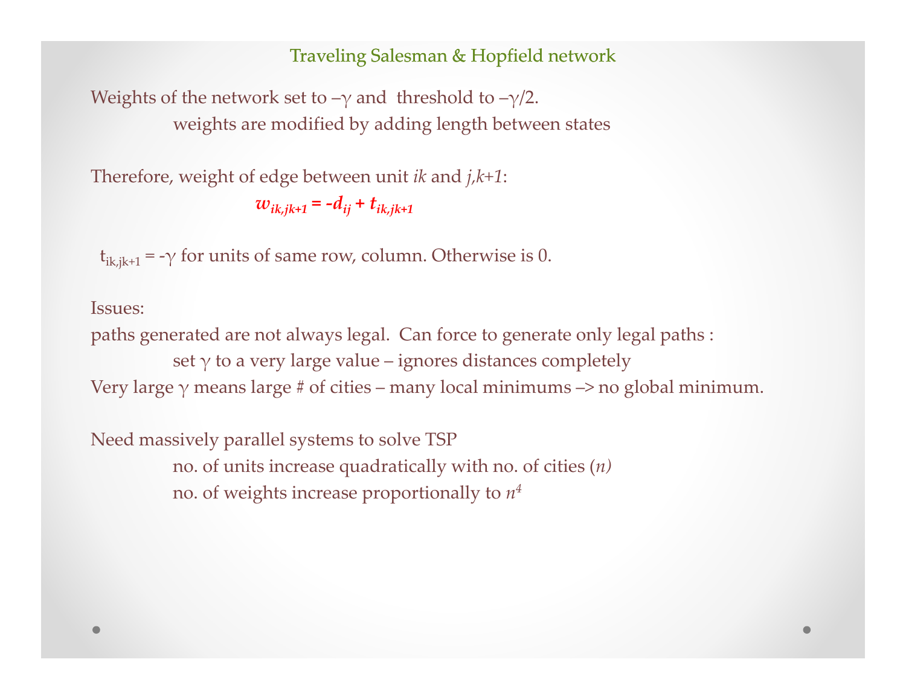# Traveling Salesman & Hopfield network

Weights of the network set to $-\gamma$ and threshold to $-\gamma/2$.

weights are modified by adding length between states

Therefore, weight of edge between unit *ik* and *j,k+1*:

$$w_{ik,jk+1} = -d_{ij} + t_{ik,jk+1}$$

$t_{ik,jk+1} = -\gamma$ for units of same row, column. Otherwise is 0.

Issues:

paths generated are not always legal. Can force to generate only legal paths :

set $\gamma$ to a very large value – ignores distances completely

Very large $\gamma$ means large # of cities – many local minimums –> no global minimum.

Need massively parallel systems to solve TSP

no. of units increase quadratically with no. of cities ($n$)

no. of weights increase proportionally to $n^4$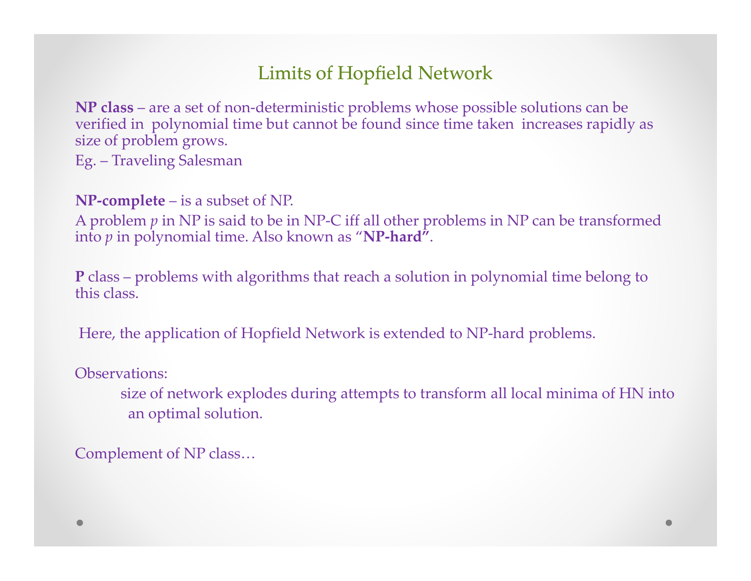# Limits of Hopfield Network

**NP class** – are a set of non-deterministic problems whose possible solutions can be verified in polynomial time but cannot be found since time taken increases rapidly as size of problem grows.

Eg. – Traveling Salesman

**NP-complete** – is a subset of NP.

A problem *p* in NP is said to be in NP-C iff all other problems in NP can be transformed into *p* in polynomial time. Also known as "**NP-hard**".

**P** class – problems with algorithms that reach a solution in polynomial time belong to this class.

Here, the application of Hopfield Network is extended to NP-hard problems.

Observations:

size of network explodes during attempts to transform all local minima of HN into an optimal solution.

Complement of NP class…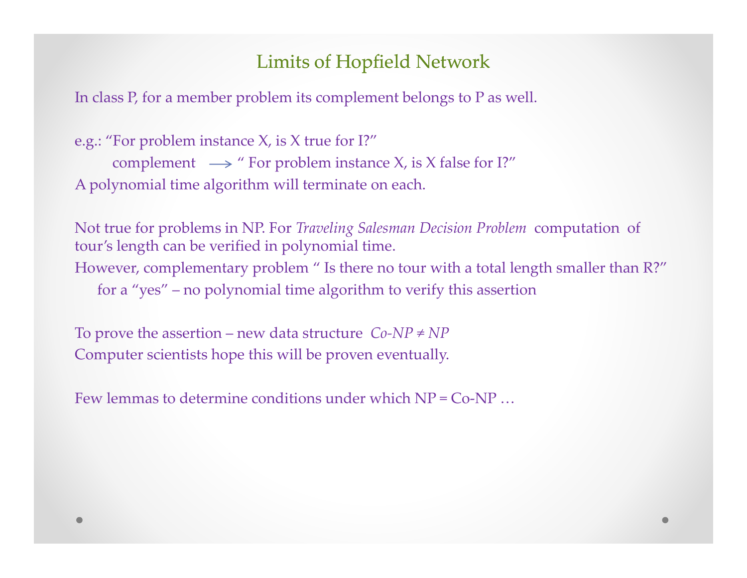# Limits of Hopfield Network

In class P, for a member problem its complement belongs to P as well.

e.g.: "For problem instance X, is X true for I?"

complement ⟶ " For problem instance X, is X false for I?"

A polynomial time algorithm will terminate on each.

Not true for problems in NP. For *Traveling Salesman Decision Problem* computation of tour's length can be verified in polynomial time.

However, complementary problem " Is there no tour with a total length smaller than R?"

for a "yes" – no polynomial time algorithm to verify this assertion

To prove the assertion – new data structure *Co-NP ≠ NP*

Computer scientists hope this will be proven eventually.

Few lemmas to determine conditions under which NP = Co-NP …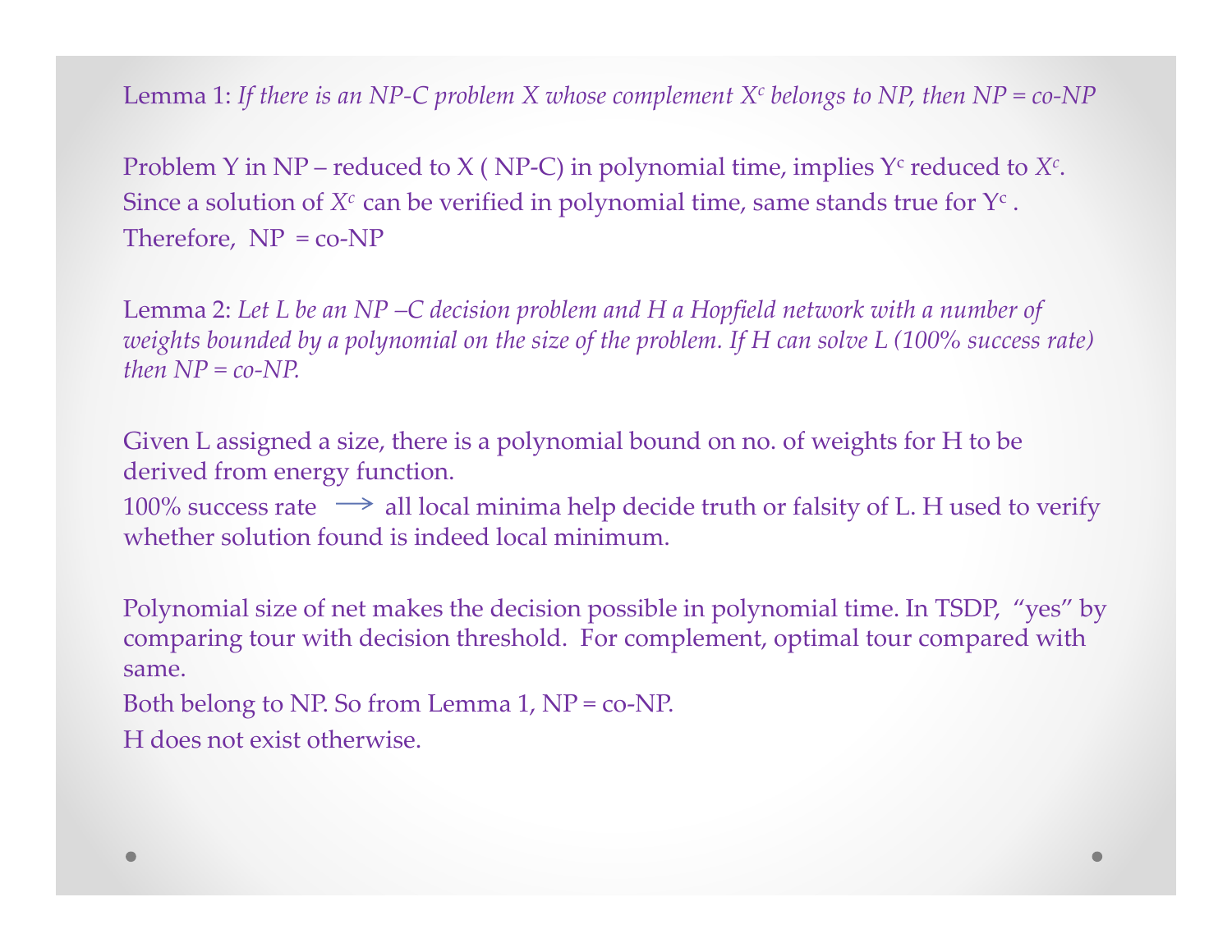Lemma 1: *If there is an NP-C problem X whose complement $X^c$ belongs to NP, then NP = co-NP*

Problem Y in NP – reduced to X ( NP-C) in polynomial time, implies $Y^c$ reduced to $X^c$. Since a solution of $X^c$ can be verified in polynomial time, same stands true for $Y^c$ .
Therefore, NP = co-NP

Lemma 2: *Let L be an NP –C decision problem and H a Hopfield network with a number of weights bounded by a polynomial on the size of the problem. If H can solve L (100% success rate) then NP = co-NP.*

Given L assigned a size, there is a polynomial bound on no. of weights for H to be derived from energy function.
100% success rate $\longrightarrow$ all local minima help decide truth or falsity of L. H used to verify whether solution found is indeed local minimum.

Polynomial size of net makes the decision possible in polynomial time. In TSDP, "yes" by comparing tour with decision threshold. For complement, optimal tour compared with same.
Both belong to NP. So from Lemma 1, NP = co-NP.
H does not exist otherwise.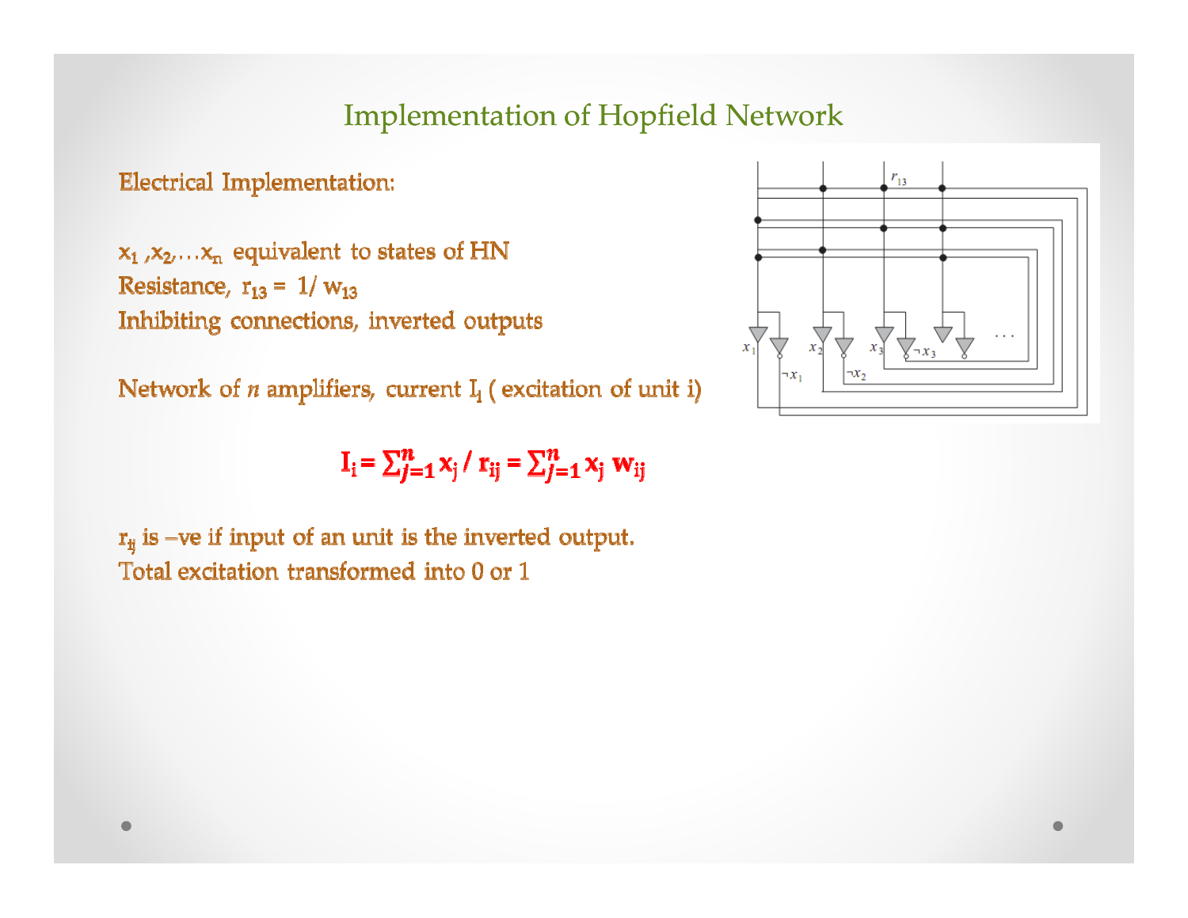# Implementation of Hopfield Network

**Electrical Implementation:**

$x_1, x_2, \ldots x_n$ equivalent to states of HN
Resistance, $r_{13} = 1/w_{13}$
Inhibiting connections, inverted outputs

Network of *n* amplifiers, current $I_i$ ( excitation of unit i)

$$I_i = \sum_{j=1}^{n} x_j / r_{ij} = \sum_{j=1}^{n} x_j w_{ij}$$

$r_{ij}$ is –ve if input of an unit is the inverted output.
Total excitation transformed into 0 or 1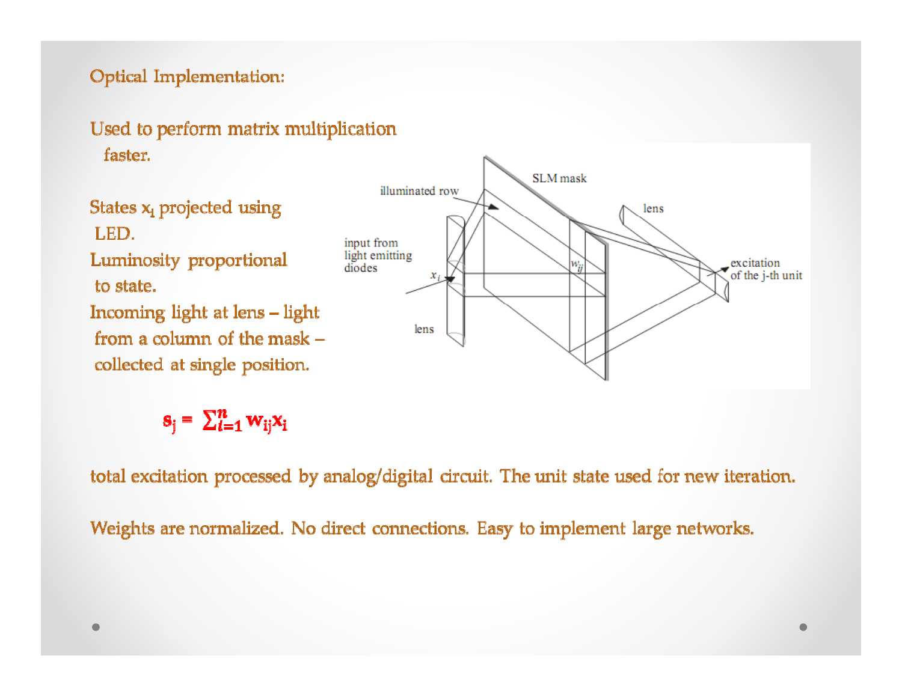Optical Implementation:

Used to perform matrix multiplication faster.

States $x_i$ projected using LED.

Luminosity proportional to state.

Incoming light at lens – light from a column of the mask – collected at single position.

$$s_j = \sum_{i=1}^{n} w_{ij} x_i$$

total excitation processed by analog/digital circuit. The unit state used for new iteration.

Weights are normalized. No direct connections. Easy to implement large networks.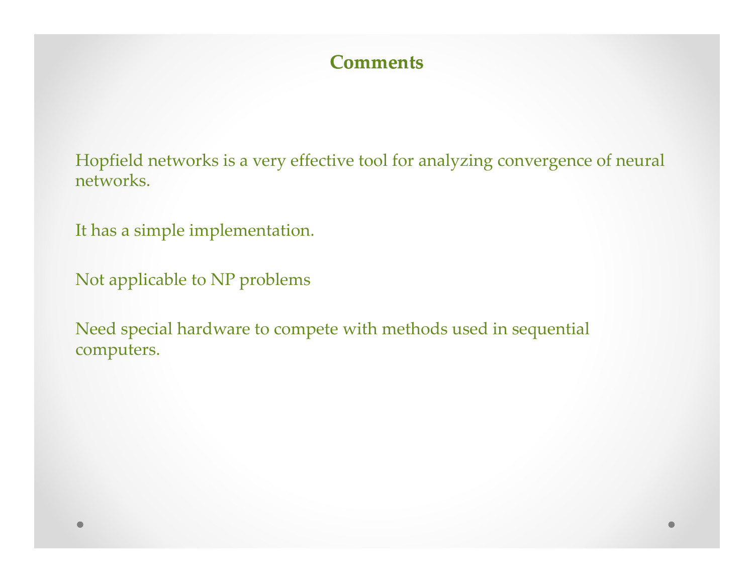## Comments

Hopfield networks is a very effective tool for analyzing convergence of neural networks.

It has a simple implementation.

Not applicable to NP problems

Need special hardware to compete with methods used in sequential computers.